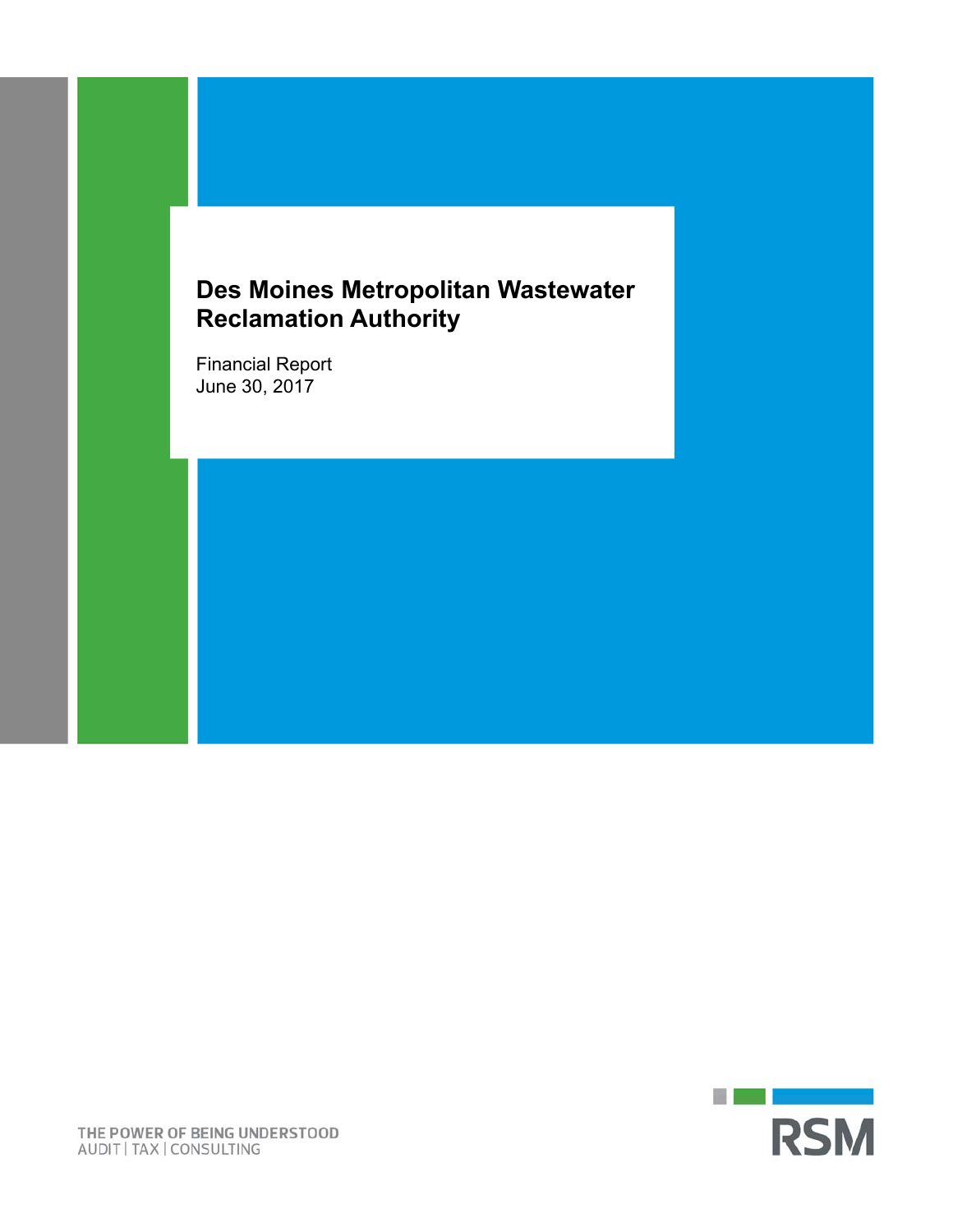# Des Moines Metropolitan Wastewater Reclamation Authority

Financial Report
June 30, 2017

THE POWER OF BEING UNDERSTOOD
AUDIT | TAX | CONSULTING

RSM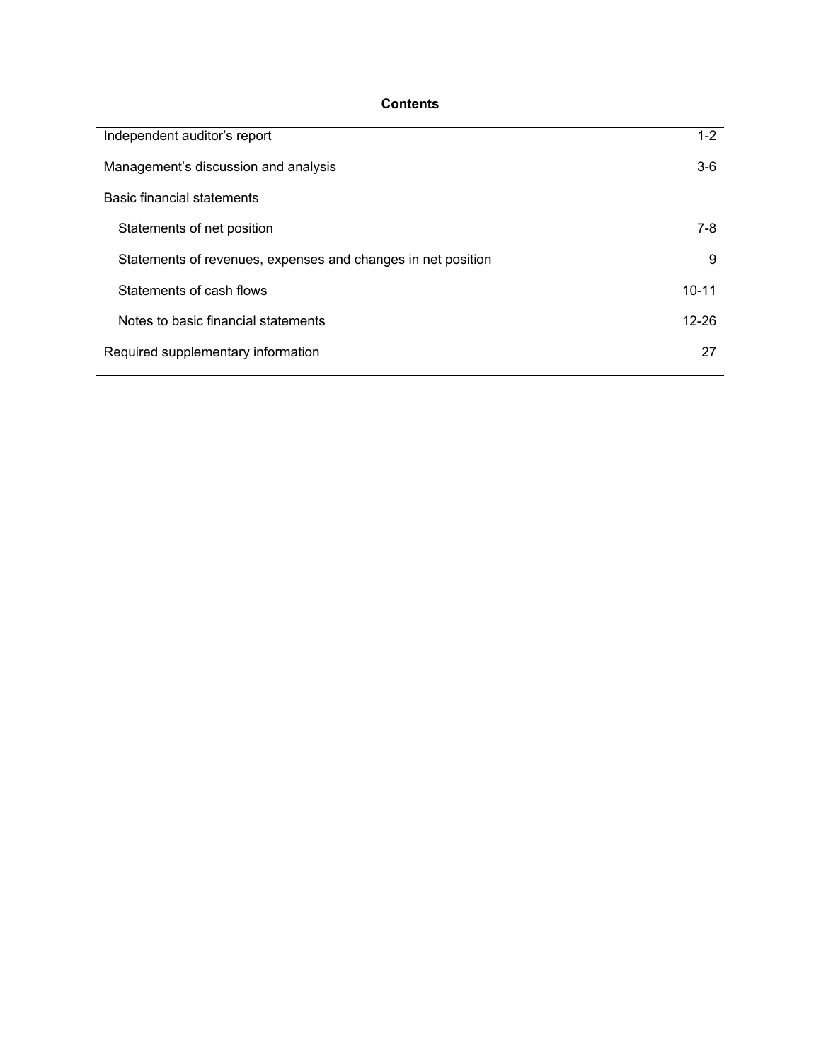# Contents

| | |
|---|---|
| Independent auditor's report | 1-2 |
| Management's discussion and analysis | 3-6 |
| Basic financial statements | |
| Statements of net position | 7-8 |
| Statements of revenues, expenses and changes in net position | 9 |
| Statements of cash flows | 10-11 |
| Notes to basic financial statements | 12-26 |
| Required supplementary information | 27 |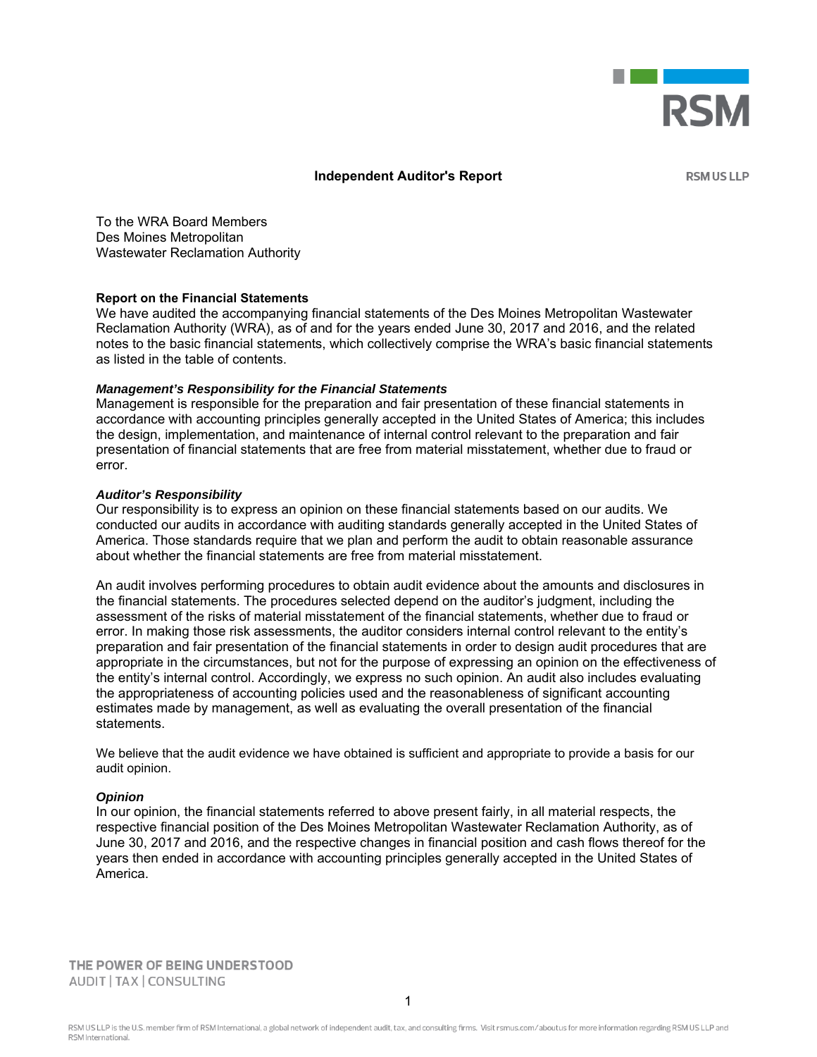## Independent Auditor's Report

To the WRA Board Members
Des Moines Metropolitan
Wastewater Reclamation Authority

**Report on the Financial Statements**

We have audited the accompanying financial statements of the Des Moines Metropolitan Wastewater Reclamation Authority (WRA), as of and for the years ended June 30, 2017 and 2016, and the related notes to the basic financial statements, which collectively comprise the WRA's basic financial statements as listed in the table of contents.

***Management's Responsibility for the Financial Statements***

Management is responsible for the preparation and fair presentation of these financial statements in accordance with accounting principles generally accepted in the United States of America; this includes the design, implementation, and maintenance of internal control relevant to the preparation and fair presentation of financial statements that are free from material misstatement, whether due to fraud or error.

***Auditor's Responsibility***

Our responsibility is to express an opinion on these financial statements based on our audits. We conducted our audits in accordance with auditing standards generally accepted in the United States of America. Those standards require that we plan and perform the audit to obtain reasonable assurance about whether the financial statements are free from material misstatement.

An audit involves performing procedures to obtain audit evidence about the amounts and disclosures in the financial statements. The procedures selected depend on the auditor's judgment, including the assessment of the risks of material misstatement of the financial statements, whether due to fraud or error. In making those risk assessments, the auditor considers internal control relevant to the entity's preparation and fair presentation of the financial statements in order to design audit procedures that are appropriate in the circumstances, but not for the purpose of expressing an opinion on the effectiveness of the entity's internal control. Accordingly, we express no such opinion. An audit also includes evaluating the appropriateness of accounting policies used and the reasonableness of significant accounting estimates made by management, as well as evaluating the overall presentation of the financial statements.

We believe that the audit evidence we have obtained is sufficient and appropriate to provide a basis for our audit opinion.

***Opinion***

In our opinion, the financial statements referred to above present fairly, in all material respects, the respective financial position of the Des Moines Metropolitan Wastewater Reclamation Authority, as of June 30, 2017 and 2016, and the respective changes in financial position and cash flows thereof for the years then ended in accordance with accounting principles generally accepted in the United States of America.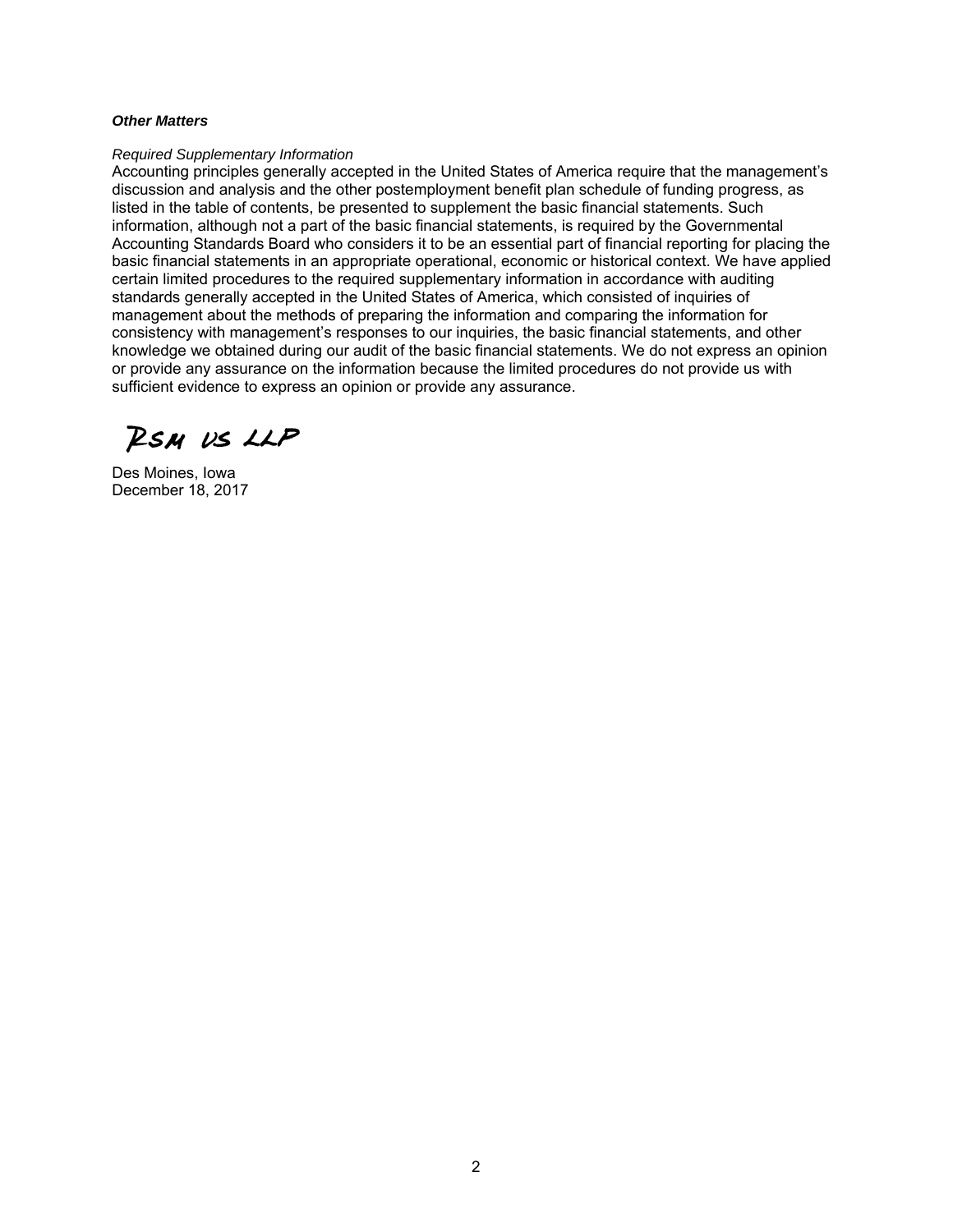***Other Matters***

*Required Supplementary Information*

Accounting principles generally accepted in the United States of America require that the management's discussion and analysis and the other postemployment benefit plan schedule of funding progress, as listed in the table of contents, be presented to supplement the basic financial statements. Such information, although not a part of the basic financial statements, is required by the Governmental Accounting Standards Board who considers it to be an essential part of financial reporting for placing the basic financial statements in an appropriate operational, economic or historical context. We have applied certain limited procedures to the required supplementary information in accordance with auditing standards generally accepted in the United States of America, which consisted of inquiries of management about the methods of preparing the information and comparing the information for consistency with management's responses to our inquiries, the basic financial statements, and other knowledge we obtained during our audit of the basic financial statements. We do not express an opinion or provide any assurance on the information because the limited procedures do not provide us with sufficient evidence to express an opinion or provide any assurance.

RSM US LLP

Des Moines, Iowa
December 18, 2017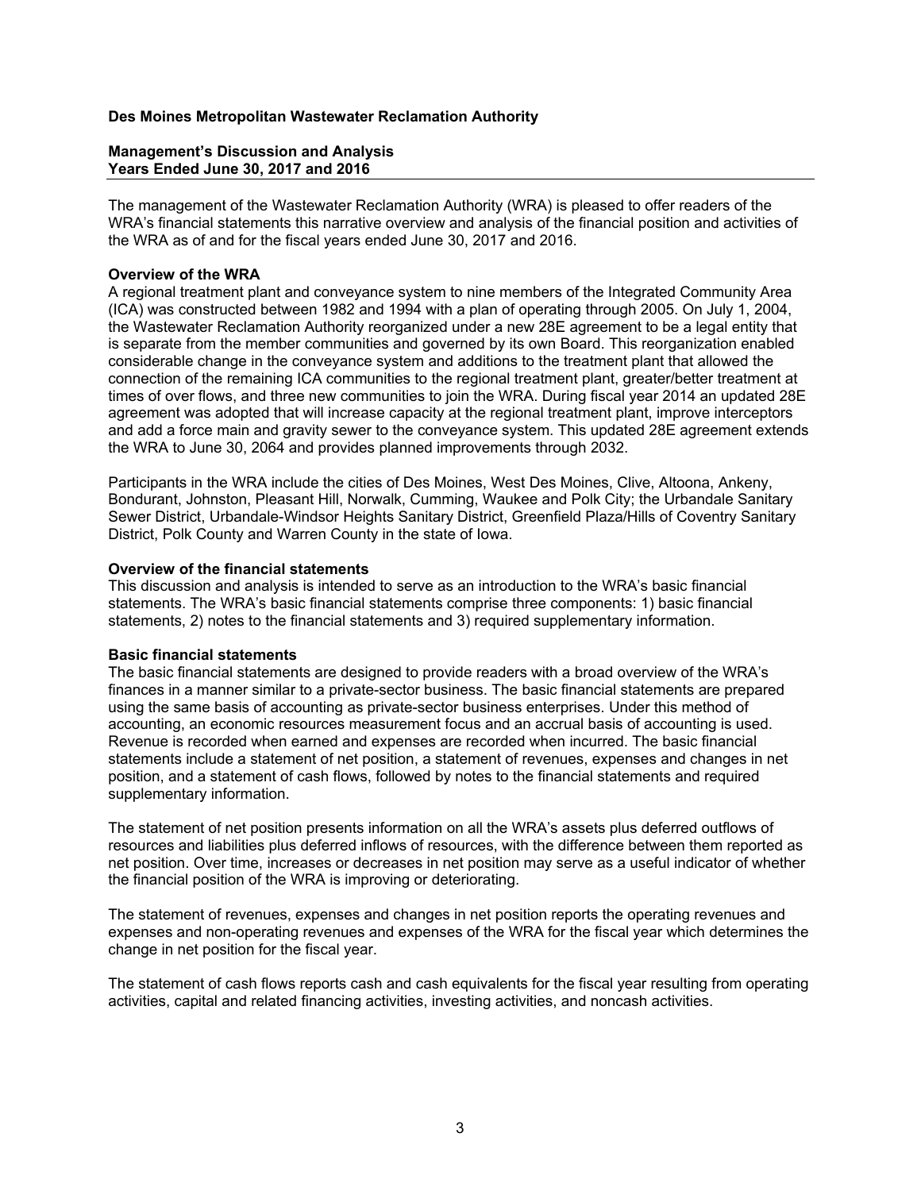**Des Moines Metropolitan Wastewater Reclamation Authority**

**Management's Discussion and Analysis**
**Years Ended June 30, 2017 and 2016**

The management of the Wastewater Reclamation Authority (WRA) is pleased to offer readers of the WRA's financial statements this narrative overview and analysis of the financial position and activities of the WRA as of and for the fiscal years ended June 30, 2017 and 2016.

**Overview of the WRA**

A regional treatment plant and conveyance system to nine members of the Integrated Community Area (ICA) was constructed between 1982 and 1994 with a plan of operating through 2005. On July 1, 2004, the Wastewater Reclamation Authority reorganized under a new 28E agreement to be a legal entity that is separate from the member communities and governed by its own Board. This reorganization enabled considerable change in the conveyance system and additions to the treatment plant that allowed the connection of the remaining ICA communities to the regional treatment plant, greater/better treatment at times of over flows, and three new communities to join the WRA. During fiscal year 2014 an updated 28E agreement was adopted that will increase capacity at the regional treatment plant, improve interceptors and add a force main and gravity sewer to the conveyance system. This updated 28E agreement extends the WRA to June 30, 2064 and provides planned improvements through 2032.

Participants in the WRA include the cities of Des Moines, West Des Moines, Clive, Altoona, Ankeny, Bondurant, Johnston, Pleasant Hill, Norwalk, Cumming, Waukee and Polk City; the Urbandale Sanitary Sewer District, Urbandale-Windsor Heights Sanitary District, Greenfield Plaza/Hills of Coventry Sanitary District, Polk County and Warren County in the state of Iowa.

**Overview of the financial statements**

This discussion and analysis is intended to serve as an introduction to the WRA's basic financial statements. The WRA's basic financial statements comprise three components: 1) basic financial statements, 2) notes to the financial statements and 3) required supplementary information.

**Basic financial statements**

The basic financial statements are designed to provide readers with a broad overview of the WRA's finances in a manner similar to a private-sector business. The basic financial statements are prepared using the same basis of accounting as private-sector business enterprises. Under this method of accounting, an economic resources measurement focus and an accrual basis of accounting is used. Revenue is recorded when earned and expenses are recorded when incurred. The basic financial statements include a statement of net position, a statement of revenues, expenses and changes in net position, and a statement of cash flows, followed by notes to the financial statements and required supplementary information.

The statement of net position presents information on all the WRA's assets plus deferred outflows of resources and liabilities plus deferred inflows of resources, with the difference between them reported as net position. Over time, increases or decreases in net position may serve as a useful indicator of whether the financial position of the WRA is improving or deteriorating.

The statement of revenues, expenses and changes in net position reports the operating revenues and expenses and non-operating revenues and expenses of the WRA for the fiscal year which determines the change in net position for the fiscal year.

The statement of cash flows reports cash and cash equivalents for the fiscal year resulting from operating activities, capital and related financing activities, investing activities, and noncash activities.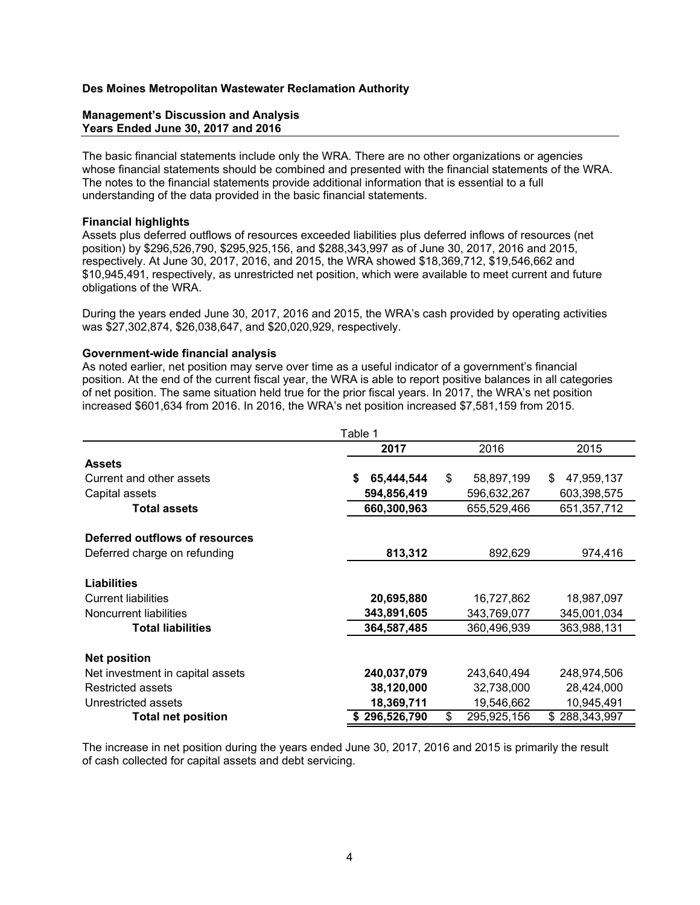**Des Moines Metropolitan Wastewater Reclamation Authority**

**Management's Discussion and Analysis**
**Years Ended June 30, 2017 and 2016**

The basic financial statements include only the WRA. There are no other organizations or agencies whose financial statements should be combined and presented with the financial statements of the WRA. The notes to the financial statements provide additional information that is essential to a full understanding of the data provided in the basic financial statements.

**Financial highlights**
Assets plus deferred outflows of resources exceeded liabilities plus deferred inflows of resources (net position) by $296,526,790, $295,925,156, and $288,343,997 as of June 30, 2017, 2016 and 2015, respectively. At June 30, 2017, 2016, and 2015, the WRA showed $18,369,712, $19,546,662 and $10,945,491, respectively, as unrestricted net position, which were available to meet current and future obligations of the WRA.

During the years ended June 30, 2017, 2016 and 2015, the WRA's cash provided by operating activities was $27,302,874, $26,038,647, and $20,020,929, respectively.

**Government-wide financial analysis**
As noted earlier, net position may serve over time as a useful indicator of a government's financial position. At the end of the current fiscal year, the WRA is able to report positive balances in all categories of net position. The same situation held true for the prior fiscal years. In 2017, the WRA's net position increased $601,634 from 2016. In 2016, the WRA's net position increased $7,581,159 from 2015.

Table 1

| | **2017** | 2016 | 2015 |
|---|---|---|---|
| **Assets** | | | |
| Current and other assets | **$ 65,444,544** | $ 58,897,199 | $ 47,959,137 |
| Capital assets | **594,856,419** | 596,632,267 | 603,398,575 |
| **Total assets** | **660,300,963** | 655,529,466 | 651,357,712 |
| **Deferred outflows of resources** | | | |
| Deferred charge on refunding | **813,312** | 892,629 | 974,416 |
| **Liabilities** | | | |
| Current liabilities | **20,695,880** | 16,727,862 | 18,987,097 |
| Noncurrent liabilities | **343,891,605** | 343,769,077 | 345,001,034 |
| **Total liabilities** | **364,587,485** | 360,496,939 | 363,988,131 |
| **Net position** | | | |
| Net investment in capital assets | **240,037,079** | 243,640,494 | 248,974,506 |
| Restricted assets | **38,120,000** | 32,738,000 | 28,424,000 |
| Unrestricted assets | **18,369,711** | 19,546,662 | 10,945,491 |
| **Total net position** | **$ 296,526,790** | $ 295,925,156 | $ 288,343,997 |

The increase in net position during the years ended June 30, 2017, 2016 and 2015 is primarily the result of cash collected for capital assets and debt servicing.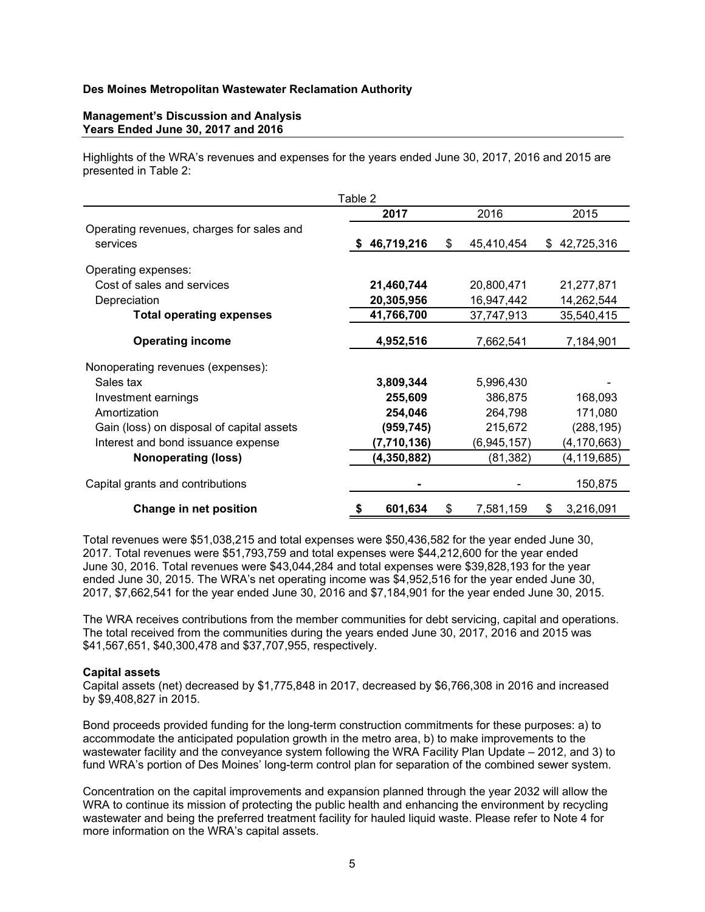**Des Moines Metropolitan Wastewater Reclamation Authority**

**Management's Discussion and Analysis**
**Years Ended June 30, 2017 and 2016**

Highlights of the WRA's revenues and expenses for the years ended June 30, 2017, 2016 and 2015 are presented in Table 2:

Table 2

| | **2017** | 2016 | 2015 |
|---|---|---|---|
| Operating revenues, charges for sales and services | **$ 46,719,216** | $ 45,410,454 | $ 42,725,316 |
| Operating expenses: | | | |
| Cost of sales and services | **21,460,744** | 20,800,471 | 21,277,871 |
| Depreciation | **20,305,956** | 16,947,442 | 14,262,544 |
| **Total operating expenses** | **41,766,700** | 37,747,913 | 35,540,415 |
| **Operating income** | **4,952,516** | 7,662,541 | 7,184,901 |
| Nonoperating revenues (expenses): | | | |
| Sales tax | **3,809,344** | 5,996,430 | - |
| Investment earnings | **255,609** | 386,875 | 168,093 |
| Amortization | **254,046** | 264,798 | 171,080 |
| Gain (loss) on disposal of capital assets | **(959,745)** | 215,672 | (288,195) |
| Interest and bond issuance expense | **(7,710,136)** | (6,945,157) | (4,170,663) |
| **Nonoperating (loss)** | **(4,350,882)** | (81,382) | (4,119,685) |
| Capital grants and contributions | **-** | - | 150,875 |
| **Change in net position** | **$ 601,634** | $ 7,581,159 | $ 3,216,091 |

Total revenues were $51,038,215 and total expenses were $50,436,582 for the year ended June 30, 2017. Total revenues were $51,793,759 and total expenses were $44,212,600 for the year ended June 30, 2016. Total revenues were $43,044,284 and total expenses were $39,828,193 for the year ended June 30, 2015. The WRA's net operating income was $4,952,516 for the year ended June 30, 2017, $7,662,541 for the year ended June 30, 2016 and $7,184,901 for the year ended June 30, 2015.

The WRA receives contributions from the member communities for debt servicing, capital and operations. The total received from the communities during the years ended June 30, 2017, 2016 and 2015 was $41,567,651, $40,300,478 and $37,707,955, respectively.

**Capital assets**

Capital assets (net) decreased by $1,775,848 in 2017, decreased by $6,766,308 in 2016 and increased by $9,408,827 in 2015.

Bond proceeds provided funding for the long-term construction commitments for these purposes: a) to accommodate the anticipated population growth in the metro area, b) to make improvements to the wastewater facility and the conveyance system following the WRA Facility Plan Update – 2012, and 3) to fund WRA's portion of Des Moines' long-term control plan for separation of the combined sewer system.

Concentration on the capital improvements and expansion planned through the year 2032 will allow the WRA to continue its mission of protecting the public health and enhancing the environment by recycling wastewater and being the preferred treatment facility for hauled liquid waste. Please refer to Note 4 for more information on the WRA's capital assets.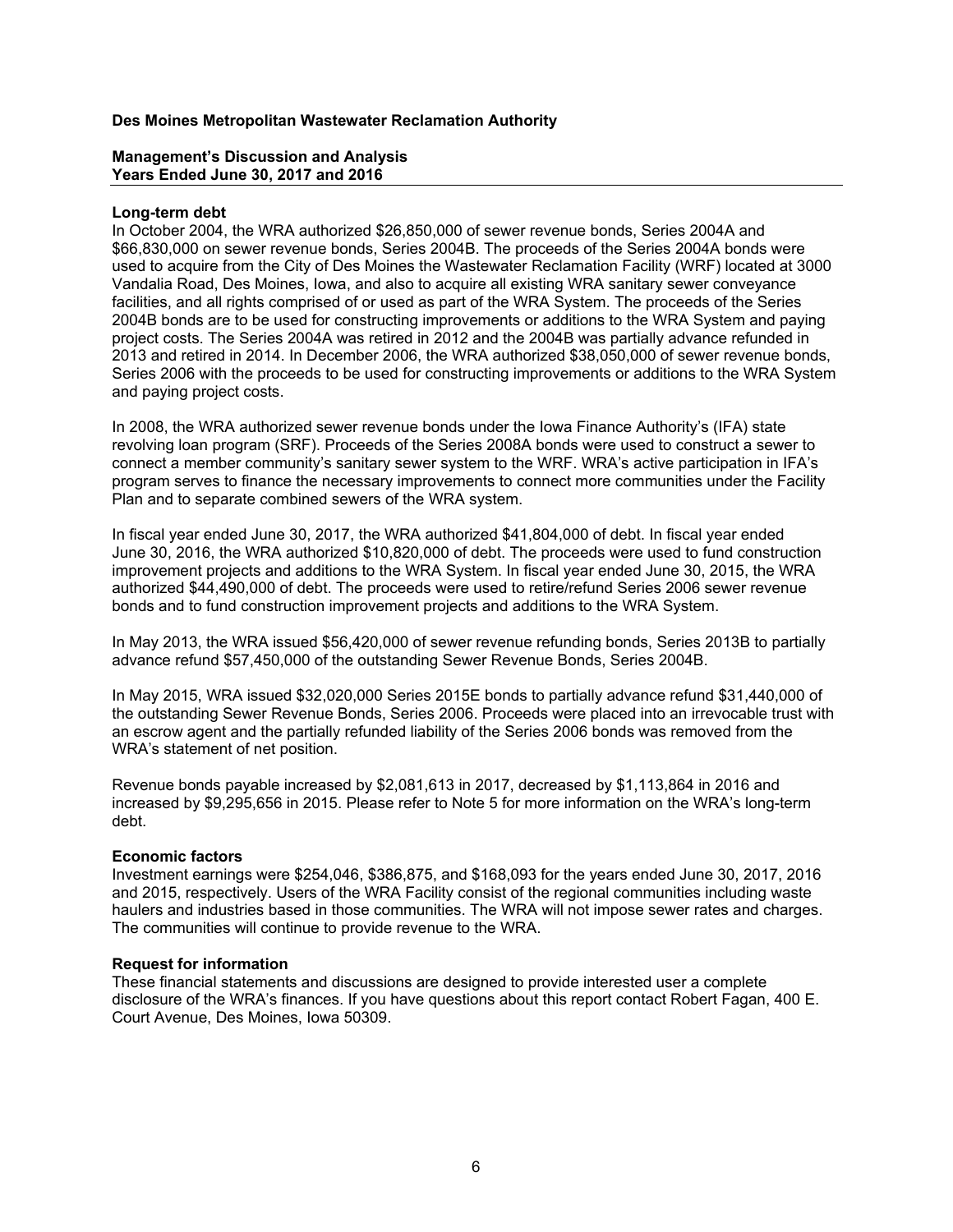**Des Moines Metropolitan Wastewater Reclamation Authority**

**Management's Discussion and Analysis**
**Years Ended June 30, 2017 and 2016**

**Long-term debt**

In October 2004, the WRA authorized $26,850,000 of sewer revenue bonds, Series 2004A and $66,830,000 on sewer revenue bonds, Series 2004B. The proceeds of the Series 2004A bonds were used to acquire from the City of Des Moines the Wastewater Reclamation Facility (WRF) located at 3000 Vandalia Road, Des Moines, Iowa, and also to acquire all existing WRA sanitary sewer conveyance facilities, and all rights comprised of or used as part of the WRA System. The proceeds of the Series 2004B bonds are to be used for constructing improvements or additions to the WRA System and paying project costs. The Series 2004A was retired in 2012 and the 2004B was partially advance refunded in 2013 and retired in 2014. In December 2006, the WRA authorized $38,050,000 of sewer revenue bonds, Series 2006 with the proceeds to be used for constructing improvements or additions to the WRA System and paying project costs.

In 2008, the WRA authorized sewer revenue bonds under the Iowa Finance Authority's (IFA) state revolving loan program (SRF). Proceeds of the Series 2008A bonds were used to construct a sewer to connect a member community's sanitary sewer system to the WRF. WRA's active participation in IFA's program serves to finance the necessary improvements to connect more communities under the Facility Plan and to separate combined sewers of the WRA system.

In fiscal year ended June 30, 2017, the WRA authorized $41,804,000 of debt. In fiscal year ended June 30, 2016, the WRA authorized $10,820,000 of debt. The proceeds were used to fund construction improvement projects and additions to the WRA System. In fiscal year ended June 30, 2015, the WRA authorized $44,490,000 of debt. The proceeds were used to retire/refund Series 2006 sewer revenue bonds and to fund construction improvement projects and additions to the WRA System.

In May 2013, the WRA issued $56,420,000 of sewer revenue refunding bonds, Series 2013B to partially advance refund $57,450,000 of the outstanding Sewer Revenue Bonds, Series 2004B.

In May 2015, WRA issued $32,020,000 Series 2015E bonds to partially advance refund $31,440,000 of the outstanding Sewer Revenue Bonds, Series 2006. Proceeds were placed into an irrevocable trust with an escrow agent and the partially refunded liability of the Series 2006 bonds was removed from the WRA's statement of net position.

Revenue bonds payable increased by $2,081,613 in 2017, decreased by $1,113,864 in 2016 and increased by $9,295,656 in 2015. Please refer to Note 5 for more information on the WRA's long-term debt.

**Economic factors**

Investment earnings were $254,046, $386,875, and $168,093 for the years ended June 30, 2017, 2016 and 2015, respectively. Users of the WRA Facility consist of the regional communities including waste haulers and industries based in those communities. The WRA will not impose sewer rates and charges. The communities will continue to provide revenue to the WRA.

**Request for information**

These financial statements and discussions are designed to provide interested user a complete disclosure of the WRA's finances. If you have questions about this report contact Robert Fagan, 400 E. Court Avenue, Des Moines, Iowa 50309.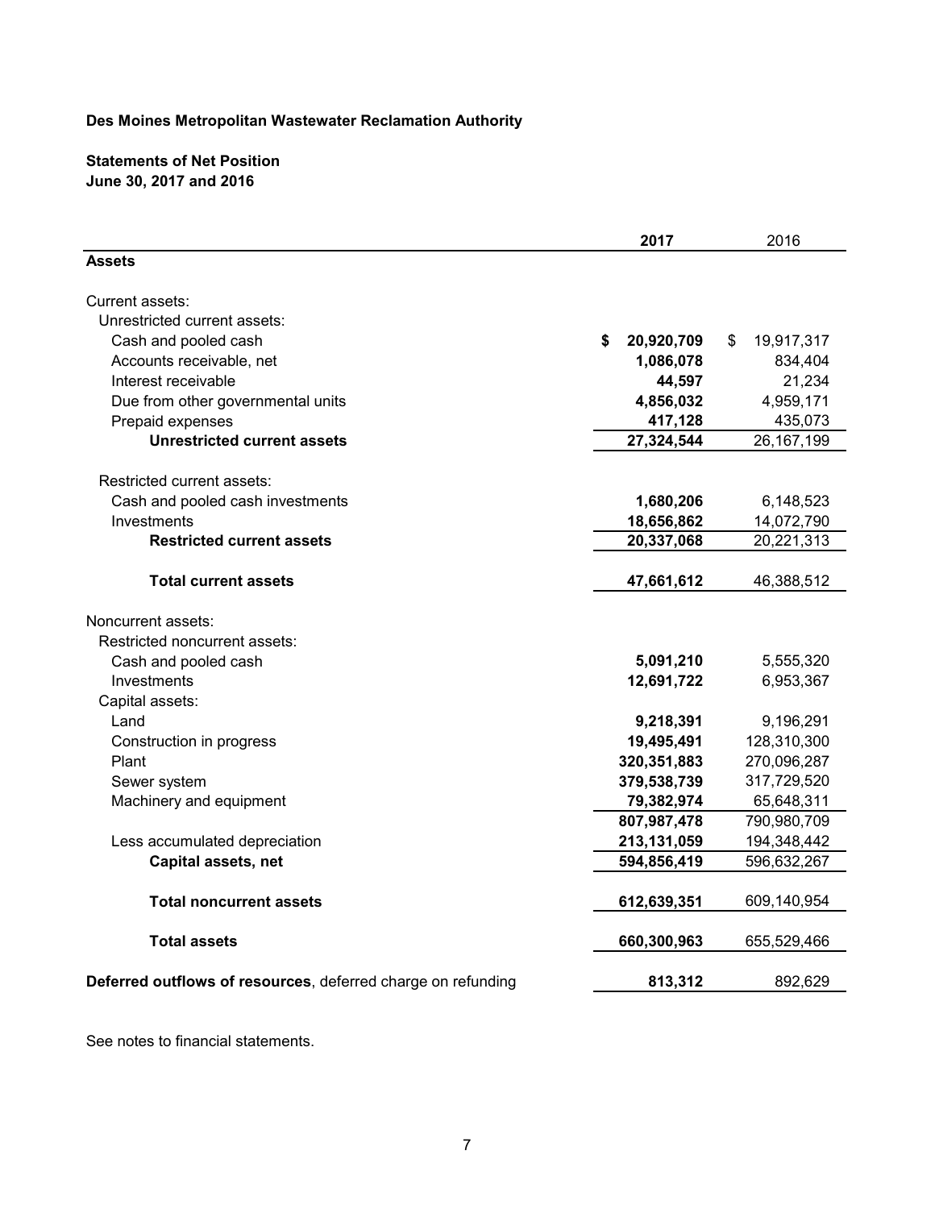**Des Moines Metropolitan Wastewater Reclamation Authority**

**Statements of Net Position**
**June 30, 2017 and 2016**

| | 2017 | 2016 |
|---|---|---|
| **Assets** | | |
| Current assets: | | |
| Unrestricted current assets: | | |
| Cash and pooled cash | $ 20,920,709 | $ 19,917,317 |
| Accounts receivable, net | 1,086,078 | 834,404 |
| Interest receivable | 44,597 | 21,234 |
| Due from other governmental units | 4,856,032 | 4,959,171 |
| Prepaid expenses | 417,128 | 435,073 |
| **Unrestricted current assets** | 27,324,544 | 26,167,199 |
| Restricted current assets: | | |
| Cash and pooled cash investments | 1,680,206 | 6,148,523 |
| Investments | 18,656,862 | 14,072,790 |
| **Restricted current assets** | 20,337,068 | 20,221,313 |
| **Total current assets** | 47,661,612 | 46,388,512 |
| Noncurrent assets: | | |
| Restricted noncurrent assets: | | |
| Cash and pooled cash | 5,091,210 | 5,555,320 |
| Investments | 12,691,722 | 6,953,367 |
| Capital assets: | | |
| Land | 9,218,391 | 9,196,291 |
| Construction in progress | 19,495,491 | 128,310,300 |
| Plant | 320,351,883 | 270,096,287 |
| Sewer system | 379,538,739 | 317,729,520 |
| Machinery and equipment | 79,382,974 | 65,648,311 |
| | 807,987,478 | 790,980,709 |
| Less accumulated depreciation | 213,131,059 | 194,348,442 |
| **Capital assets, net** | 594,856,419 | 596,632,267 |
| **Total noncurrent assets** | 612,639,351 | 609,140,954 |
| **Total assets** | 660,300,963 | 655,529,466 |
| **Deferred outflows of resources**, deferred charge on refunding | 813,312 | 892,629 |

See notes to financial statements.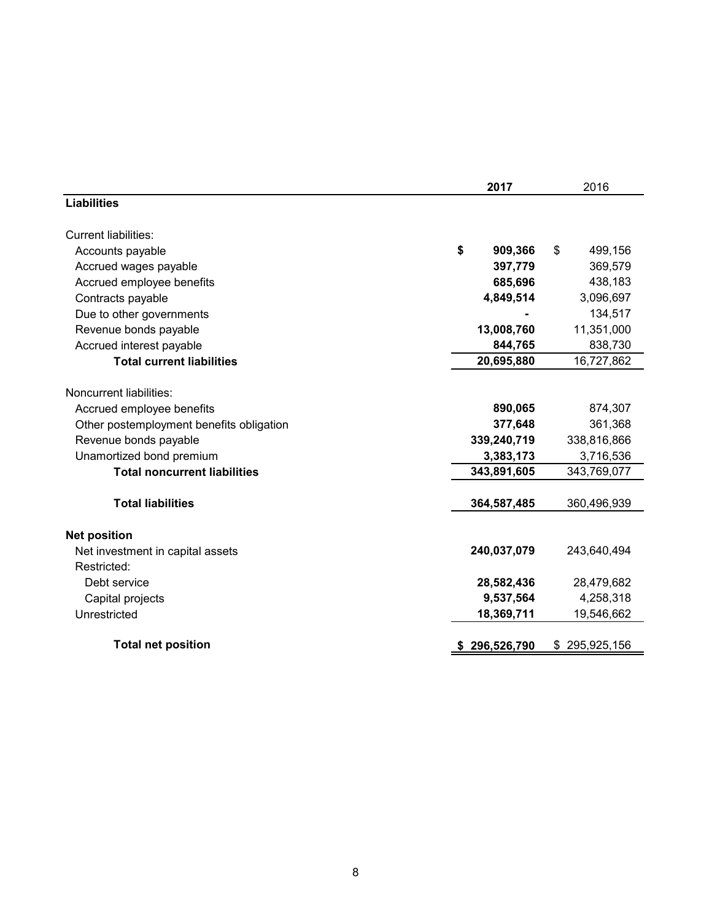| | 2017 | 2016 |
|---|---|---|
| **Liabilities** | | |
| Current liabilities: | | |
| Accounts payable | **$ 909,366** | $ 499,156 |
| Accrued wages payable | **397,779** | 369,579 |
| Accrued employee benefits | **685,696** | 438,183 |
| Contracts payable | **4,849,514** | 3,096,697 |
| Due to other governments | **-** | 134,517 |
| Revenue bonds payable | **13,008,760** | 11,351,000 |
| Accrued interest payable | **844,765** | 838,730 |
| **Total current liabilities** | **20,695,880** | 16,727,862 |
| Noncurrent liabilities: | | |
| Accrued employee benefits | **890,065** | 874,307 |
| Other postemployment benefits obligation | **377,648** | 361,368 |
| Revenue bonds payable | **339,240,719** | 338,816,866 |
| Unamortized bond premium | **3,383,173** | 3,716,536 |
| **Total noncurrent liabilities** | **343,891,605** | 343,769,077 |
| **Total liabilities** | **364,587,485** | 360,496,939 |
| **Net position** | | |
| Net investment in capital assets | **240,037,079** | 243,640,494 |
| Restricted: | | |
| Debt service | **28,582,436** | 28,479,682 |
| Capital projects | **9,537,564** | 4,258,318 |
| Unrestricted | **18,369,711** | 19,546,662 |
| **Total net position** | **$ 296,526,790** | $ 295,925,156 |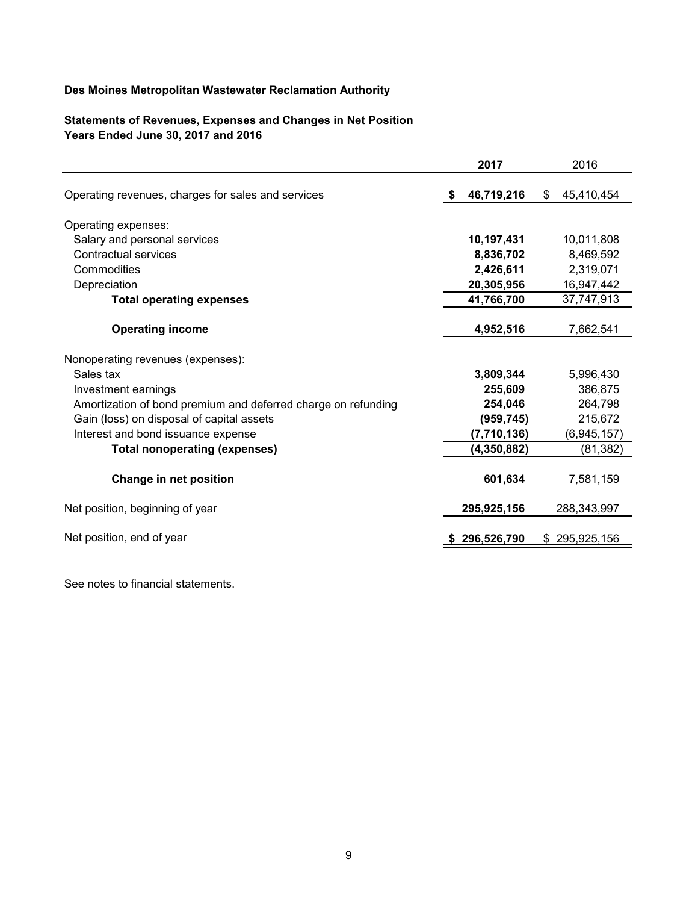**Des Moines Metropolitan Wastewater Reclamation Authority**

**Statements of Revenues, Expenses and Changes in Net Position**
**Years Ended June 30, 2017 and 2016**

| | **2017** | 2016 |
|---|---|---|
| Operating revenues, charges for sales and services | **$ 46,719,216** | $ 45,410,454 |
| Operating expenses: | | |
| Salary and personal services | **10,197,431** | 10,011,808 |
| Contractual services | **8,836,702** | 8,469,592 |
| Commodities | **2,426,611** | 2,319,071 |
| Depreciation | **20,305,956** | 16,947,442 |
| **Total operating expenses** | **41,766,700** | 37,747,913 |
| **Operating income** | **4,952,516** | 7,662,541 |
| Nonoperating revenues (expenses): | | |
| Sales tax | **3,809,344** | 5,996,430 |
| Investment earnings | **255,609** | 386,875 |
| Amortization of bond premium and deferred charge on refunding | **254,046** | 264,798 |
| Gain (loss) on disposal of capital assets | **(959,745)** | 215,672 |
| Interest and bond issuance expense | **(7,710,136)** | (6,945,157) |
| **Total nonoperating (expenses)** | **(4,350,882)** | (81,382) |
| **Change in net position** | **601,634** | 7,581,159 |
| Net position, beginning of year | **295,925,156** | 288,343,997 |
| Net position, end of year | **$ 296,526,790** | $ 295,925,156 |

See notes to financial statements.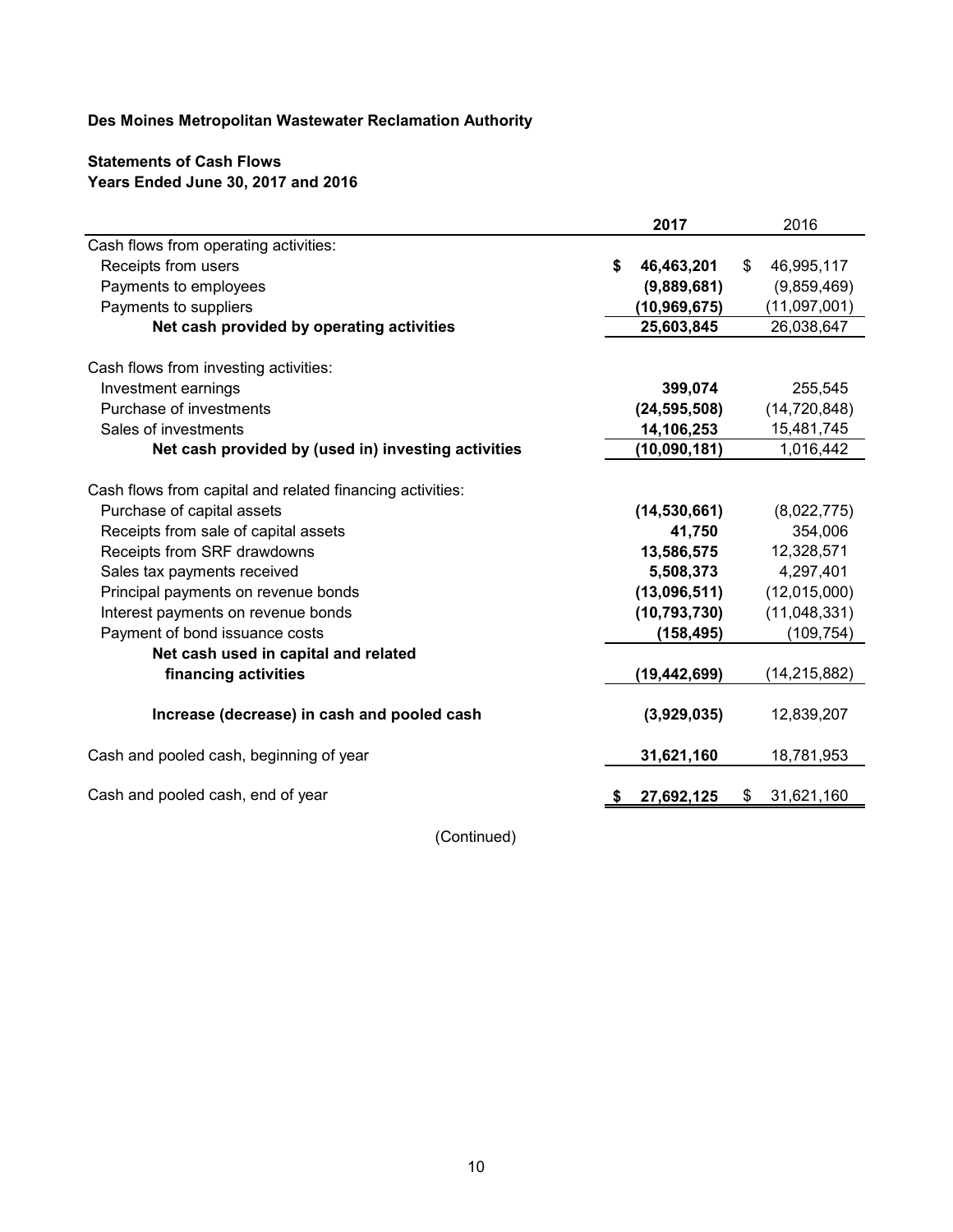**Des Moines Metropolitan Wastewater Reclamation Authority**

**Statements of Cash Flows**
**Years Ended June 30, 2017 and 2016**

| | **2017** | 2016 |
|---|---|---|
| Cash flows from operating activities: | | |
| Receipts from users | **$ 46,463,201** | $ 46,995,117 |
| Payments to employees | **(9,889,681)** | (9,859,469) |
| Payments to suppliers | **(10,969,675)** | (11,097,001) |
| **Net cash provided by operating activities** | **25,603,845** | 26,038,647 |
| | | |
| Cash flows from investing activities: | | |
| Investment earnings | **399,074** | 255,545 |
| Purchase of investments | **(24,595,508)** | (14,720,848) |
| Sales of investments | **14,106,253** | 15,481,745 |
| **Net cash provided by (used in) investing activities** | **(10,090,181)** | 1,016,442 |
| | | |
| Cash flows from capital and related financing activities: | | |
| Purchase of capital assets | **(14,530,661)** | (8,022,775) |
| Receipts from sale of capital assets | **41,750** | 354,006 |
| Receipts from SRF drawdowns | **13,586,575** | 12,328,571 |
| Sales tax payments received | **5,508,373** | 4,297,401 |
| Principal payments on revenue bonds | **(13,096,511)** | (12,015,000) |
| Interest payments on revenue bonds | **(10,793,730)** | (11,048,331) |
| Payment of bond issuance costs | **(158,495)** | (109,754) |
| **Net cash used in capital and related financing activities** | **(19,442,699)** | (14,215,882) |
| | | |
| **Increase (decrease) in cash and pooled cash** | **(3,929,035)** | 12,839,207 |
| | | |
| Cash and pooled cash, beginning of year | **31,621,160** | 18,781,953 |
| | | |
| Cash and pooled cash, end of year | **$ 27,692,125** | $ 31,621,160 |

(Continued)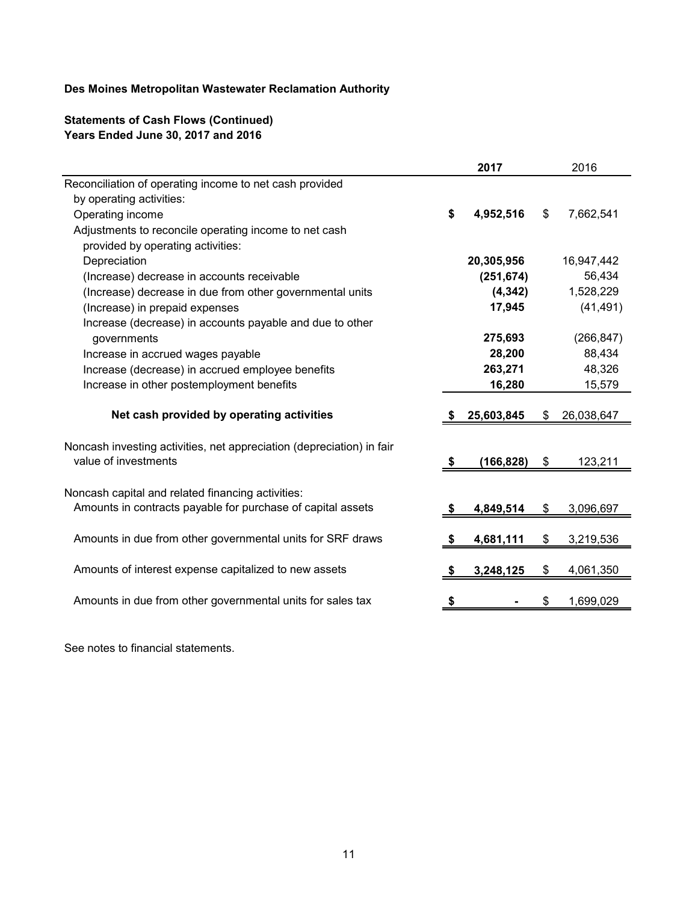**Des Moines Metropolitan Wastewater Reclamation Authority**

**Statements of Cash Flows (Continued)**
**Years Ended June 30, 2017 and 2016**

| | **2017** | 2016 |
|---|---|---|
| Reconciliation of operating income to net cash provided by operating activities: | | |
| Operating income | **$ 4,952,516** | $ 7,662,541 |
| Adjustments to reconcile operating income to net cash provided by operating activities: | | |
| Depreciation | **20,305,956** | 16,947,442 |
| (Increase) decrease in accounts receivable | **(251,674)** | 56,434 |
| (Increase) decrease in due from other governmental units | **(4,342)** | 1,528,229 |
| (Increase) in prepaid expenses | **17,945** | (41,491) |
| Increase (decrease) in accounts payable and due to other governments | **275,693** | (266,847) |
| Increase in accrued wages payable | **28,200** | 88,434 |
| Increase (decrease) in accrued employee benefits | **263,271** | 48,326 |
| Increase in other postemployment benefits | **16,280** | 15,579 |
| **Net cash provided by operating activities** | **$ 25,603,845** | $ 26,038,647 |
| Noncash investing activities, net appreciation (depreciation) in fair value of investments | **$ (166,828)** | $ 123,211 |
| Noncash capital and related financing activities: | | |
| Amounts in contracts payable for purchase of capital assets | **$ 4,849,514** | $ 3,096,697 |
| Amounts in due from other governmental units for SRF draws | **$ 4,681,111** | $ 3,219,536 |
| Amounts of interest expense capitalized to new assets | **$ 3,248,125** | $ 4,061,350 |
| Amounts in due from other governmental units for sales tax | **$ -** | $ 1,699,029 |

See notes to financial statements.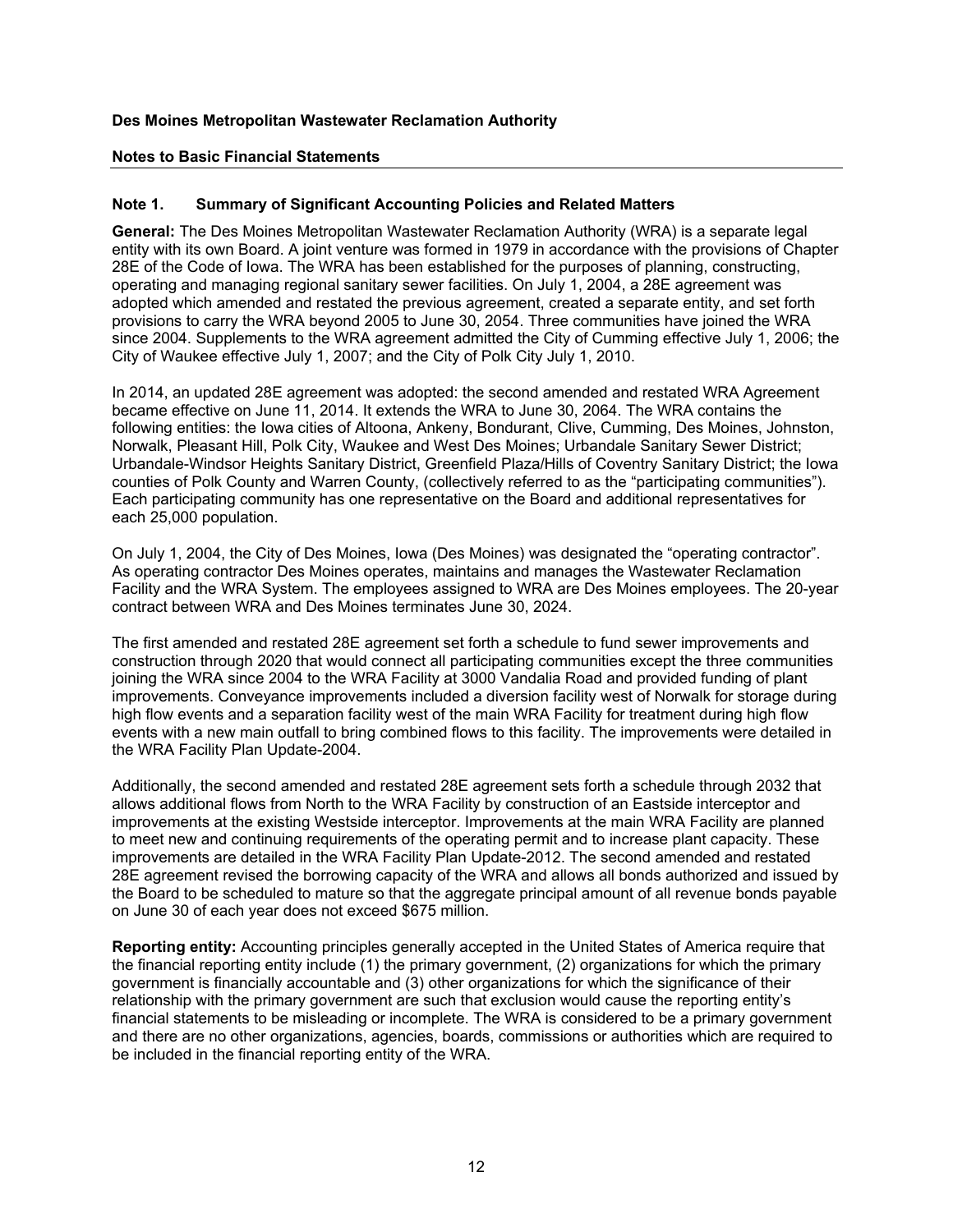**Des Moines Metropolitan Wastewater Reclamation Authority**

**Notes to Basic Financial Statements**

### Note 1. Summary of Significant Accounting Policies and Related Matters

**General:** The Des Moines Metropolitan Wastewater Reclamation Authority (WRA) is a separate legal entity with its own Board. A joint venture was formed in 1979 in accordance with the provisions of Chapter 28E of the Code of Iowa. The WRA has been established for the purposes of planning, constructing, operating and managing regional sanitary sewer facilities. On July 1, 2004, a 28E agreement was adopted which amended and restated the previous agreement, created a separate entity, and set forth provisions to carry the WRA beyond 2005 to June 30, 2054. Three communities have joined the WRA since 2004. Supplements to the WRA agreement admitted the City of Cumming effective July 1, 2006; the City of Waukee effective July 1, 2007; and the City of Polk City July 1, 2010.

In 2014, an updated 28E agreement was adopted: the second amended and restated WRA Agreement became effective on June 11, 2014. It extends the WRA to June 30, 2064. The WRA contains the following entities: the Iowa cities of Altoona, Ankeny, Bondurant, Clive, Cumming, Des Moines, Johnston, Norwalk, Pleasant Hill, Polk City, Waukee and West Des Moines; Urbandale Sanitary Sewer District; Urbandale-Windsor Heights Sanitary District, Greenfield Plaza/Hills of Coventry Sanitary District; the Iowa counties of Polk County and Warren County, (collectively referred to as the "participating communities"). Each participating community has one representative on the Board and additional representatives for each 25,000 population.

On July 1, 2004, the City of Des Moines, Iowa (Des Moines) was designated the "operating contractor". As operating contractor Des Moines operates, maintains and manages the Wastewater Reclamation Facility and the WRA System. The employees assigned to WRA are Des Moines employees. The 20-year contract between WRA and Des Moines terminates June 30, 2024.

The first amended and restated 28E agreement set forth a schedule to fund sewer improvements and construction through 2020 that would connect all participating communities except the three communities joining the WRA since 2004 to the WRA Facility at 3000 Vandalia Road and provided funding of plant improvements. Conveyance improvements included a diversion facility west of Norwalk for storage during high flow events and a separation facility west of the main WRA Facility for treatment during high flow events with a new main outfall to bring combined flows to this facility. The improvements were detailed in the WRA Facility Plan Update-2004.

Additionally, the second amended and restated 28E agreement sets forth a schedule through 2032 that allows additional flows from North to the WRA Facility by construction of an Eastside interceptor and improvements at the existing Westside interceptor. Improvements at the main WRA Facility are planned to meet new and continuing requirements of the operating permit and to increase plant capacity. These improvements are detailed in the WRA Facility Plan Update-2012. The second amended and restated 28E agreement revised the borrowing capacity of the WRA and allows all bonds authorized and issued by the Board to be scheduled to mature so that the aggregate principal amount of all revenue bonds payable on June 30 of each year does not exceed $675 million.

**Reporting entity:** Accounting principles generally accepted in the United States of America require that the financial reporting entity include (1) the primary government, (2) organizations for which the primary government is financially accountable and (3) other organizations for which the significance of their relationship with the primary government are such that exclusion would cause the reporting entity's financial statements to be misleading or incomplete. The WRA is considered to be a primary government and there are no other organizations, agencies, boards, commissions or authorities which are required to be included in the financial reporting entity of the WRA.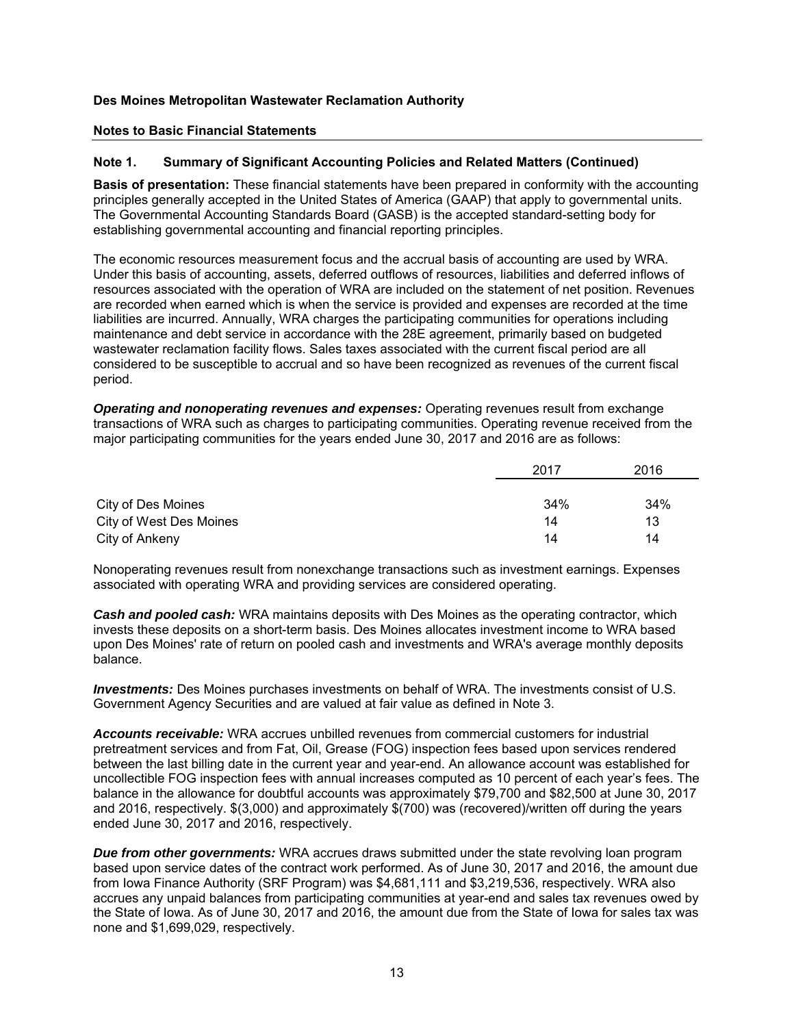**Des Moines Metropolitan Wastewater Reclamation Authority**

**Notes to Basic Financial Statements**

## Note 1. Summary of Significant Accounting Policies and Related Matters (Continued)

**Basis of presentation:** These financial statements have been prepared in conformity with the accounting principles generally accepted in the United States of America (GAAP) that apply to governmental units. The Governmental Accounting Standards Board (GASB) is the accepted standard-setting body for establishing governmental accounting and financial reporting principles.

The economic resources measurement focus and the accrual basis of accounting are used by WRA. Under this basis of accounting, assets, deferred outflows of resources, liabilities and deferred inflows of resources associated with the operation of WRA are included on the statement of net position. Revenues are recorded when earned which is when the service is provided and expenses are recorded at the time liabilities are incurred. Annually, WRA charges the participating communities for operations including maintenance and debt service in accordance with the 28E agreement, primarily based on budgeted wastewater reclamation facility flows. Sales taxes associated with the current fiscal period are all considered to be susceptible to accrual and so have been recognized as revenues of the current fiscal period.

***Operating and nonoperating revenues and expenses:*** Operating revenues result from exchange transactions of WRA such as charges to participating communities. Operating revenue received from the major participating communities for the years ended June 30, 2017 and 2016 are as follows:

| | 2017 | 2016 |
|---|---|---|
| City of Des Moines | 34% | 34% |
| City of West Des Moines | 14 | 13 |
| City of Ankeny | 14 | 14 |

Nonoperating revenues result from nonexchange transactions such as investment earnings. Expenses associated with operating WRA and providing services are considered operating.

***Cash and pooled cash:*** WRA maintains deposits with Des Moines as the operating contractor, which invests these deposits on a short-term basis. Des Moines allocates investment income to WRA based upon Des Moines' rate of return on pooled cash and investments and WRA's average monthly deposits balance.

***Investments:*** Des Moines purchases investments on behalf of WRA. The investments consist of U.S. Government Agency Securities and are valued at fair value as defined in Note 3.

***Accounts receivable:*** WRA accrues unbilled revenues from commercial customers for industrial pretreatment services and from Fat, Oil, Grease (FOG) inspection fees based upon services rendered between the last billing date in the current year and year-end. An allowance account was established for uncollectible FOG inspection fees with annual increases computed as 10 percent of each year's fees. The balance in the allowance for doubtful accounts was approximately $79,700 and $82,500 at June 30, 2017 and 2016, respectively. $(3,000) and approximately $(700) was (recovered)/written off during the years ended June 30, 2017 and 2016, respectively.

***Due from other governments:*** WRA accrues draws submitted under the state revolving loan program based upon service dates of the contract work performed. As of June 30, 2017 and 2016, the amount due from Iowa Finance Authority (SRF Program) was $4,681,111 and $3,219,536, respectively. WRA also accrues any unpaid balances from participating communities at year-end and sales tax revenues owed by the State of Iowa. As of June 30, 2017 and 2016, the amount due from the State of Iowa for sales tax was none and $1,699,029, respectively.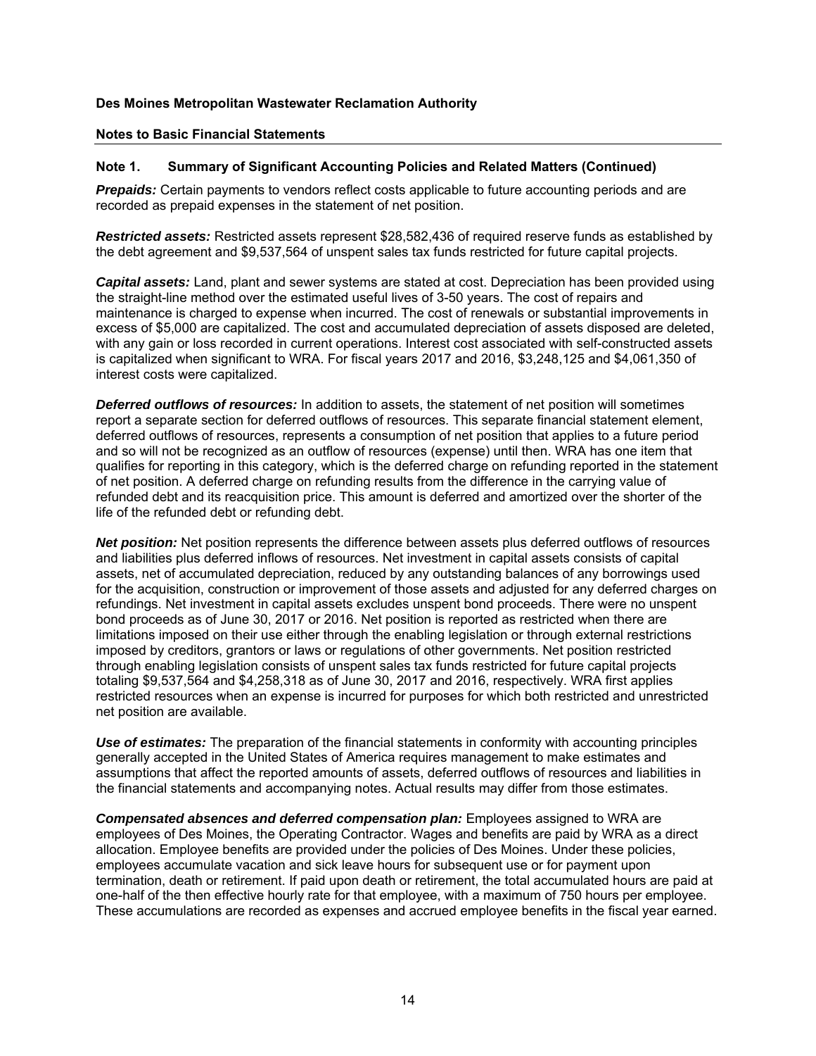**Des Moines Metropolitan Wastewater Reclamation Authority**

**Notes to Basic Financial Statements**

**Note 1. Summary of Significant Accounting Policies and Related Matters (Continued)**

***Prepaids:*** Certain payments to vendors reflect costs applicable to future accounting periods and are recorded as prepaid expenses in the statement of net position.

***Restricted assets:*** Restricted assets represent $28,582,436 of required reserve funds as established by the debt agreement and $9,537,564 of unspent sales tax funds restricted for future capital projects.

***Capital assets:*** Land, plant and sewer systems are stated at cost. Depreciation has been provided using the straight-line method over the estimated useful lives of 3-50 years. The cost of repairs and maintenance is charged to expense when incurred. The cost of renewals or substantial improvements in excess of $5,000 are capitalized. The cost and accumulated depreciation of assets disposed are deleted, with any gain or loss recorded in current operations. Interest cost associated with self-constructed assets is capitalized when significant to WRA. For fiscal years 2017 and 2016, $3,248,125 and $4,061,350 of interest costs were capitalized.

***Deferred outflows of resources:*** In addition to assets, the statement of net position will sometimes report a separate section for deferred outflows of resources. This separate financial statement element, deferred outflows of resources, represents a consumption of net position that applies to a future period and so will not be recognized as an outflow of resources (expense) until then. WRA has one item that qualifies for reporting in this category, which is the deferred charge on refunding reported in the statement of net position. A deferred charge on refunding results from the difference in the carrying value of refunded debt and its reacquisition price. This amount is deferred and amortized over the shorter of the life of the refunded debt or refunding debt.

***Net position:*** Net position represents the difference between assets plus deferred outflows of resources and liabilities plus deferred inflows of resources. Net investment in capital assets consists of capital assets, net of accumulated depreciation, reduced by any outstanding balances of any borrowings used for the acquisition, construction or improvement of those assets and adjusted for any deferred charges on refundings. Net investment in capital assets excludes unspent bond proceeds. There were no unspent bond proceeds as of June 30, 2017 or 2016. Net position is reported as restricted when there are limitations imposed on their use either through the enabling legislation or through external restrictions imposed by creditors, grantors or laws or regulations of other governments. Net position restricted through enabling legislation consists of unspent sales tax funds restricted for future capital projects totaling $9,537,564 and $4,258,318 as of June 30, 2017 and 2016, respectively. WRA first applies restricted resources when an expense is incurred for purposes for which both restricted and unrestricted net position are available.

***Use of estimates:*** The preparation of the financial statements in conformity with accounting principles generally accepted in the United States of America requires management to make estimates and assumptions that affect the reported amounts of assets, deferred outflows of resources and liabilities in the financial statements and accompanying notes. Actual results may differ from those estimates.

***Compensated absences and deferred compensation plan:*** Employees assigned to WRA are employees of Des Moines, the Operating Contractor. Wages and benefits are paid by WRA as a direct allocation. Employee benefits are provided under the policies of Des Moines. Under these policies, employees accumulate vacation and sick leave hours for subsequent use or for payment upon termination, death or retirement. If paid upon death or retirement, the total accumulated hours are paid at one-half of the then effective hourly rate for that employee, with a maximum of 750 hours per employee. These accumulations are recorded as expenses and accrued employee benefits in the fiscal year earned.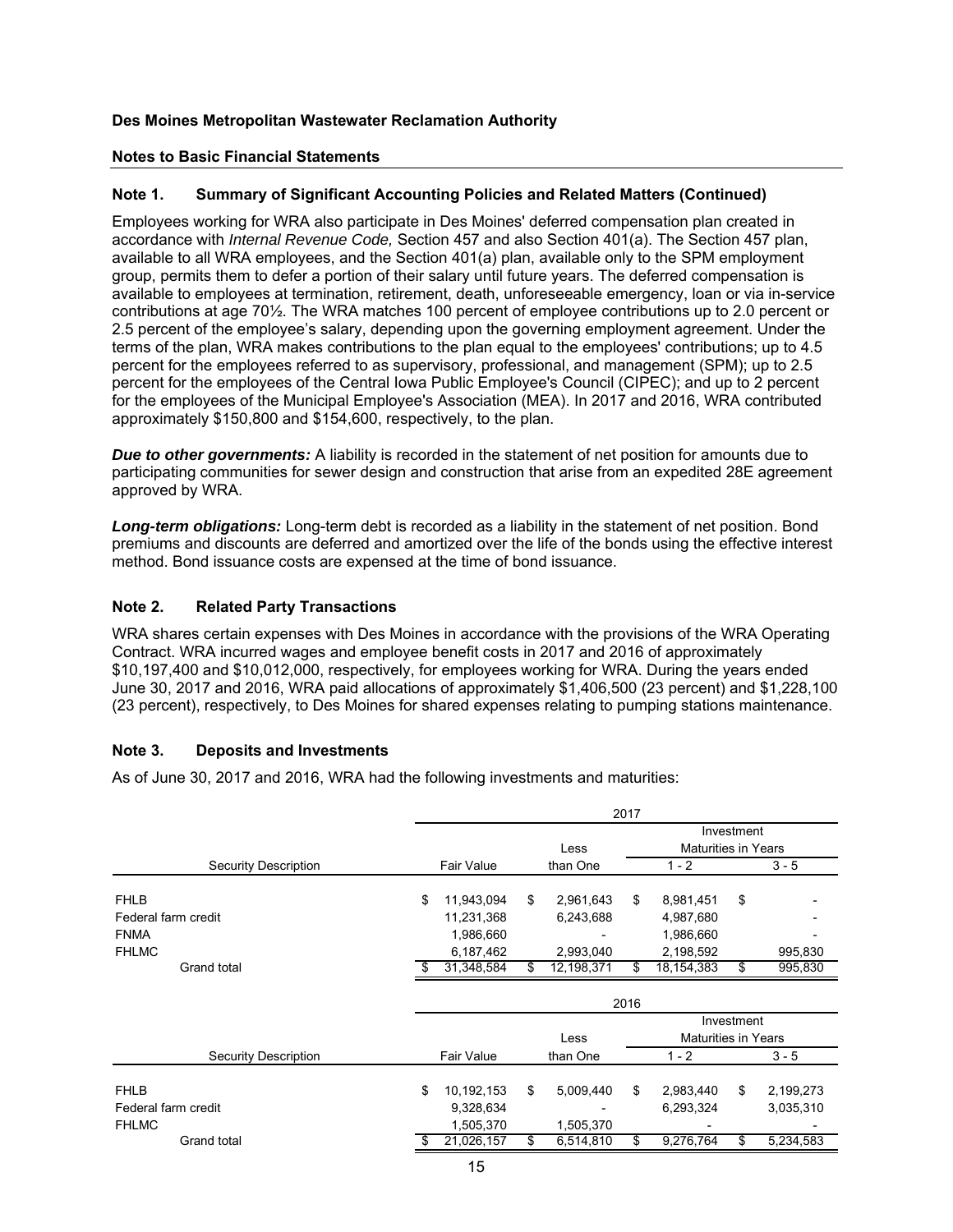**Des Moines Metropolitan Wastewater Reclamation Authority**

**Notes to Basic Financial Statements**

## Note 1. Summary of Significant Accounting Policies and Related Matters (Continued)

Employees working for WRA also participate in Des Moines' deferred compensation plan created in accordance with *Internal Revenue Code,* Section 457 and also Section 401(a). The Section 457 plan, available to all WRA employees, and the Section 401(a) plan, available only to the SPM employment group, permits them to defer a portion of their salary until future years. The deferred compensation is available to employees at termination, retirement, death, unforeseeable emergency, loan or via in-service contributions at age 70½. The WRA matches 100 percent of employee contributions up to 2.0 percent or 2.5 percent of the employee's salary, depending upon the governing employment agreement. Under the terms of the plan, WRA makes contributions to the plan equal to the employees' contributions; up to 4.5 percent for the employees referred to as supervisory, professional, and management (SPM); up to 2.5 percent for the employees of the Central Iowa Public Employee's Council (CIPEC); and up to 2 percent for the employees of the Municipal Employee's Association (MEA). In 2017 and 2016, WRA contributed approximately $150,800 and $154,600, respectively, to the plan.

***Due to other governments:*** A liability is recorded in the statement of net position for amounts due to participating communities for sewer design and construction that arise from an expedited 28E agreement approved by WRA.

***Long-term obligations:*** Long-term debt is recorded as a liability in the statement of net position. Bond premiums and discounts are deferred and amortized over the life of the bonds using the effective interest method. Bond issuance costs are expensed at the time of bond issuance.

## Note 2. Related Party Transactions

WRA shares certain expenses with Des Moines in accordance with the provisions of the WRA Operating Contract. WRA incurred wages and employee benefit costs in 2017 and 2016 of approximately $10,197,400 and $10,012,000, respectively, for employees working for WRA. During the years ended June 30, 2017 and 2016, WRA paid allocations of approximately $1,406,500 (23 percent) and $1,228,100 (23 percent), respectively, to Des Moines for shared expenses relating to pumping stations maintenance.

## Note 3. Deposits and Investments

As of June 30, 2017 and 2016, WRA had the following investments and maturities:

| | 2017 | | | |
|---|---|---|---|---|
| | | | Investment Maturities in Years | |
| Security Description | Fair Value | Less than One | 1 - 2 | 3 - 5 |
| FHLB | $ 11,943,094 | $ 2,961,643 | $ 8,981,451 | $ - |
| Federal farm credit | 11,231,368 | 6,243,688 | 4,987,680 | - |
| FNMA | 1,986,660 | - | 1,986,660 | - |
| FHLMC | 6,187,462 | 2,993,040 | 2,198,592 | 995,830 |
| Grand total | $ 31,348,584 | $ 12,198,371 | $ 18,154,383 | $ 995,830 |

| | 2016 | | | |
|---|---|---|---|---|
| | | | Investment Maturities in Years | |
| Security Description | Fair Value | Less than One | 1 - 2 | 3 - 5 |
| FHLB | $ 10,192,153 | $ 5,009,440 | $ 2,983,440 | $ 2,199,273 |
| Federal farm credit | 9,328,634 | - | 6,293,324 | 3,035,310 |
| FHLMC | 1,505,370 | 1,505,370 | - | - |
| Grand total | $ 21,026,157 | $ 6,514,810 | $ 9,276,764 | $ 5,234,583 |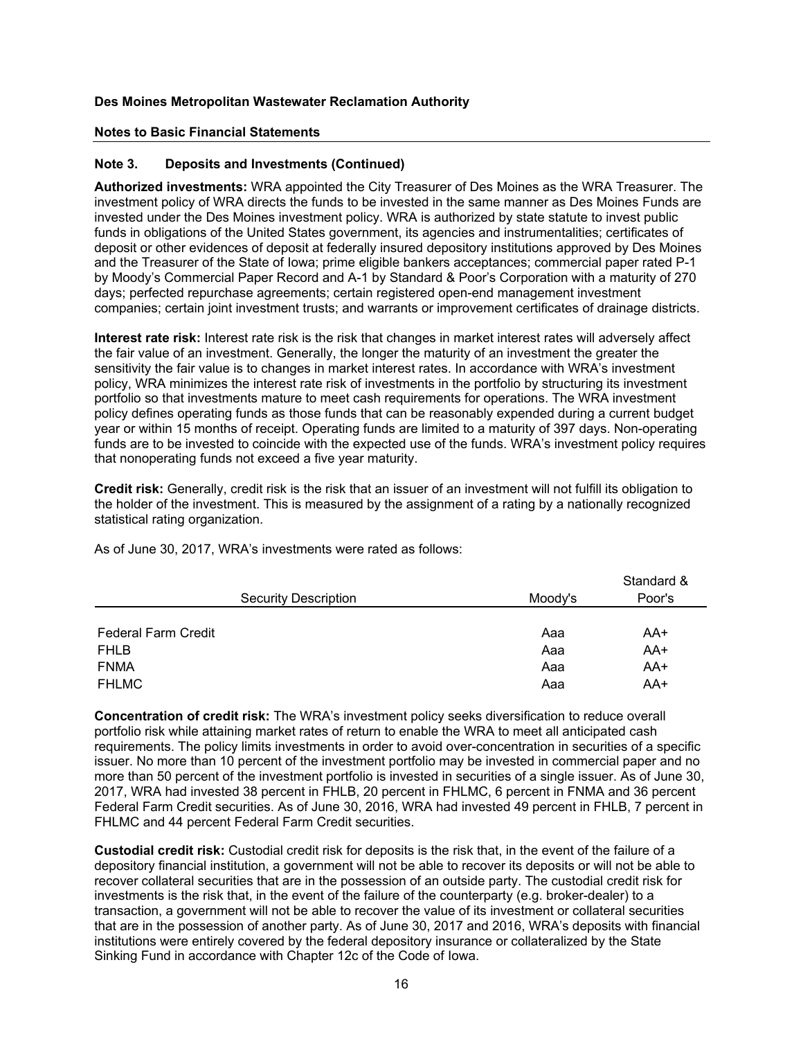**Des Moines Metropolitan Wastewater Reclamation Authority**

**Notes to Basic Financial Statements**

**Note 3. Deposits and Investments (Continued)**

**Authorized investments:** WRA appointed the City Treasurer of Des Moines as the WRA Treasurer. The investment policy of WRA directs the funds to be invested in the same manner as Des Moines Funds are invested under the Des Moines investment policy. WRA is authorized by state statute to invest public funds in obligations of the United States government, its agencies and instrumentalities; certificates of deposit or other evidences of deposit at federally insured depository institutions approved by Des Moines and the Treasurer of the State of Iowa; prime eligible bankers acceptances; commercial paper rated P-1 by Moody's Commercial Paper Record and A-1 by Standard & Poor's Corporation with a maturity of 270 days; perfected repurchase agreements; certain registered open-end management investment companies; certain joint investment trusts; and warrants or improvement certificates of drainage districts.

**Interest rate risk:** Interest rate risk is the risk that changes in market interest rates will adversely affect the fair value of an investment. Generally, the longer the maturity of an investment the greater the sensitivity the fair value is to changes in market interest rates. In accordance with WRA's investment policy, WRA minimizes the interest rate risk of investments in the portfolio by structuring its investment portfolio so that investments mature to meet cash requirements for operations. The WRA investment policy defines operating funds as those funds that can be reasonably expended during a current budget year or within 15 months of receipt. Operating funds are limited to a maturity of 397 days. Non-operating funds are to be invested to coincide with the expected use of the funds. WRA's investment policy requires that nonoperating funds not exceed a five year maturity.

**Credit risk:** Generally, credit risk is the risk that an issuer of an investment will not fulfill its obligation to the holder of the investment. This is measured by the assignment of a rating by a nationally recognized statistical rating organization.

As of June 30, 2017, WRA's investments were rated as follows:

| Security Description | Moody's | Standard & Poor's |
|---|---|---|
| Federal Farm Credit | Aaa | AA+ |
| FHLB | Aaa | AA+ |
| FNMA | Aaa | AA+ |
| FHLMC | Aaa | AA+ |

**Concentration of credit risk:** The WRA's investment policy seeks diversification to reduce overall portfolio risk while attaining market rates of return to enable the WRA to meet all anticipated cash requirements. The policy limits investments in order to avoid over-concentration in securities of a specific issuer. No more than 10 percent of the investment portfolio may be invested in commercial paper and no more than 50 percent of the investment portfolio is invested in securities of a single issuer. As of June 30, 2017, WRA had invested 38 percent in FHLB, 20 percent in FHLMC, 6 percent in FNMA and 36 percent Federal Farm Credit securities. As of June 30, 2016, WRA had invested 49 percent in FHLB, 7 percent in FHLMC and 44 percent Federal Farm Credit securities.

**Custodial credit risk:** Custodial credit risk for deposits is the risk that, in the event of the failure of a depository financial institution, a government will not be able to recover its deposits or will not be able to recover collateral securities that are in the possession of an outside party. The custodial credit risk for investments is the risk that, in the event of the failure of the counterparty (e.g. broker-dealer) to a transaction, a government will not be able to recover the value of its investment or collateral securities that are in the possession of another party. As of June 30, 2017 and 2016, WRA's deposits with financial institutions were entirely covered by the federal depository insurance or collateralized by the State Sinking Fund in accordance with Chapter 12c of the Code of Iowa.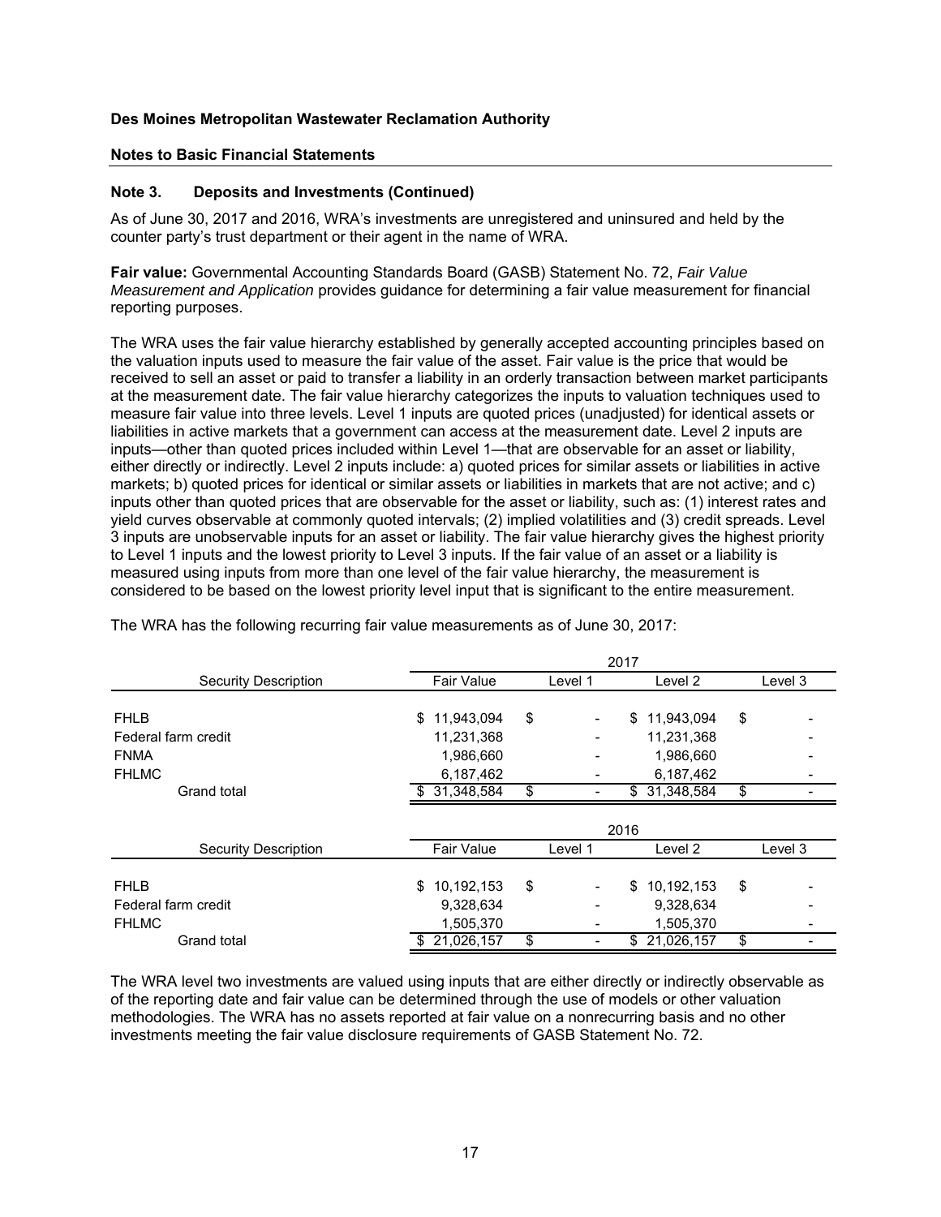**Des Moines Metropolitan Wastewater Reclamation Authority**

**Notes to Basic Financial Statements**

**Note 3. Deposits and Investments (Continued)**

As of June 30, 2017 and 2016, WRA's investments are unregistered and uninsured and held by the counter party's trust department or their agent in the name of WRA.

**Fair value:** Governmental Accounting Standards Board (GASB) Statement No. 72, *Fair Value Measurement and Application* provides guidance for determining a fair value measurement for financial reporting purposes.

The WRA uses the fair value hierarchy established by generally accepted accounting principles based on the valuation inputs used to measure the fair value of the asset. Fair value is the price that would be received to sell an asset or paid to transfer a liability in an orderly transaction between market participants at the measurement date. The fair value hierarchy categorizes the inputs to valuation techniques used to measure fair value into three levels. Level 1 inputs are quoted prices (unadjusted) for identical assets or liabilities in active markets that a government can access at the measurement date. Level 2 inputs are inputs—other than quoted prices included within Level 1—that are observable for an asset or liability, either directly or indirectly. Level 2 inputs include: a) quoted prices for similar assets or liabilities in active markets; b) quoted prices for identical or similar assets or liabilities in markets that are not active; and c) inputs other than quoted prices that are observable for the asset or liability, such as: (1) interest rates and yield curves observable at commonly quoted intervals; (2) implied volatilities and (3) credit spreads. Level 3 inputs are unobservable inputs for an asset or liability. The fair value hierarchy gives the highest priority to Level 1 inputs and the lowest priority to Level 3 inputs. If the fair value of an asset or a liability is measured using inputs from more than one level of the fair value hierarchy, the measurement is considered to be based on the lowest priority level input that is significant to the entire measurement.

The WRA has the following recurring fair value measurements as of June 30, 2017:

| | 2017 | | | |
|---|---|---|---|---|
| Security Description | Fair Value | Level 1 | Level 2 | Level 3 |
| FHLB | $ 11,943,094 | $ - | $ 11,943,094 | $ - |
| Federal farm credit | 11,231,368 | - | 11,231,368 | - |
| FNMA | 1,986,660 | - | 1,986,660 | - |
| FHLMC | 6,187,462 | - | 6,187,462 | - |
| Grand total | $ 31,348,584 | $ - | $ 31,348,584 | $ - |

| | 2016 | | | |
|---|---|---|---|---|
| Security Description | Fair Value | Level 1 | Level 2 | Level 3 |
| FHLB | $ 10,192,153 | $ - | $ 10,192,153 | $ - |
| Federal farm credit | 9,328,634 | - | 9,328,634 | - |
| FHLMC | 1,505,370 | - | 1,505,370 | - |
| Grand total | $ 21,026,157 | $ - | $ 21,026,157 | $ - |

The WRA level two investments are valued using inputs that are either directly or indirectly observable as of the reporting date and fair value can be determined through the use of models or other valuation methodologies. The WRA has no assets reported at fair value on a nonrecurring basis and no other investments meeting the fair value disclosure requirements of GASB Statement No. 72.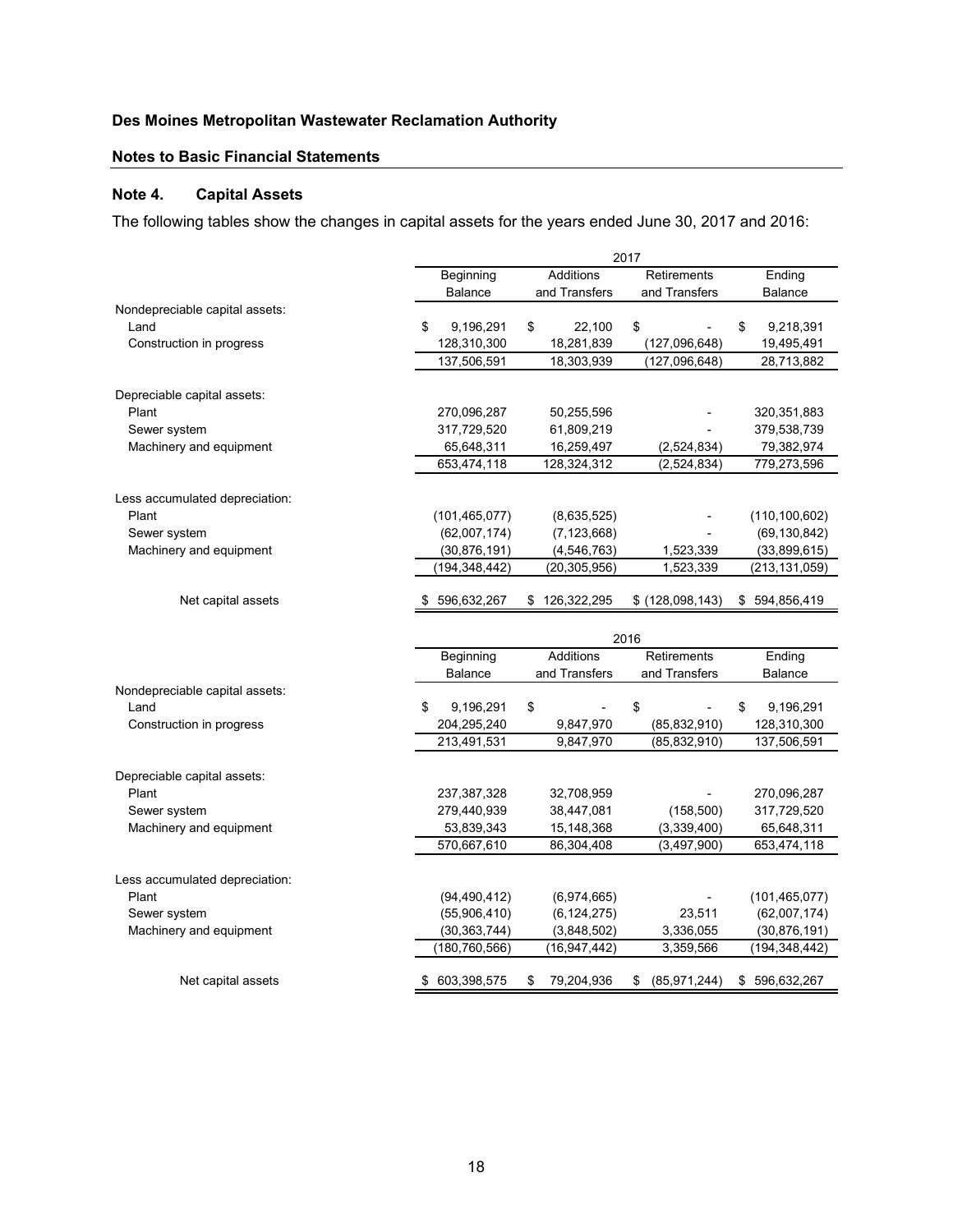**Des Moines Metropolitan Wastewater Reclamation Authority**

**Notes to Basic Financial Statements**

## Note 4. Capital Assets

The following tables show the changes in capital assets for the years ended June 30, 2017 and 2016:

| | 2017 | | | |
|---|---|---|---|---|
| | Beginning Balance | Additions and Transfers | Retirements and Transfers | Ending Balance |
| Nondepreciable capital assets: | | | | |
| Land | $ 9,196,291 | $ 22,100 | $ - | $ 9,218,391 |
| Construction in progress | 128,310,300 | 18,281,839 | (127,096,648) | 19,495,491 |
| | 137,506,591 | 18,303,939 | (127,096,648) | 28,713,882 |
| Depreciable capital assets: | | | | |
| Plant | 270,096,287 | 50,255,596 | - | 320,351,883 |
| Sewer system | 317,729,520 | 61,809,219 | - | 379,538,739 |
| Machinery and equipment | 65,648,311 | 16,259,497 | (2,524,834) | 79,382,974 |
| | 653,474,118 | 128,324,312 | (2,524,834) | 779,273,596 |
| Less accumulated depreciation: | | | | |
| Plant | (101,465,077) | (8,635,525) | - | (110,100,602) |
| Sewer system | (62,007,174) | (7,123,668) | - | (69,130,842) |
| Machinery and equipment | (30,876,191) | (4,546,763) | 1,523,339 | (33,899,615) |
| | (194,348,442) | (20,305,956) | 1,523,339 | (213,131,059) |
| Net capital assets | $ 596,632,267 | $ 126,322,295 | $ (128,098,143) | $ 594,856,419 |

| | 2016 | | | |
|---|---|---|---|---|
| | Beginning Balance | Additions and Transfers | Retirements and Transfers | Ending Balance |
| Nondepreciable capital assets: | | | | |
| Land | $ 9,196,291 | $ - | $ - | $ 9,196,291 |
| Construction in progress | 204,295,240 | 9,847,970 | (85,832,910) | 128,310,300 |
| | 213,491,531 | 9,847,970 | (85,832,910) | 137,506,591 |
| Depreciable capital assets: | | | | |
| Plant | 237,387,328 | 32,708,959 | - | 270,096,287 |
| Sewer system | 279,440,939 | 38,447,081 | (158,500) | 317,729,520 |
| Machinery and equipment | 53,839,343 | 15,148,368 | (3,339,400) | 65,648,311 |
| | 570,667,610 | 86,304,408 | (3,497,900) | 653,474,118 |
| Less accumulated depreciation: | | | | |
| Plant | (94,490,412) | (6,974,665) | - | (101,465,077) |
| Sewer system | (55,906,410) | (6,124,275) | 23,511 | (62,007,174) |
| Machinery and equipment | (30,363,744) | (3,848,502) | 3,336,055 | (30,876,191) |
| | (180,760,566) | (16,947,442) | 3,359,566 | (194,348,442) |
| Net capital assets | $ 603,398,575 | $ 79,204,936 | $ (85,971,244) | $ 596,632,267 |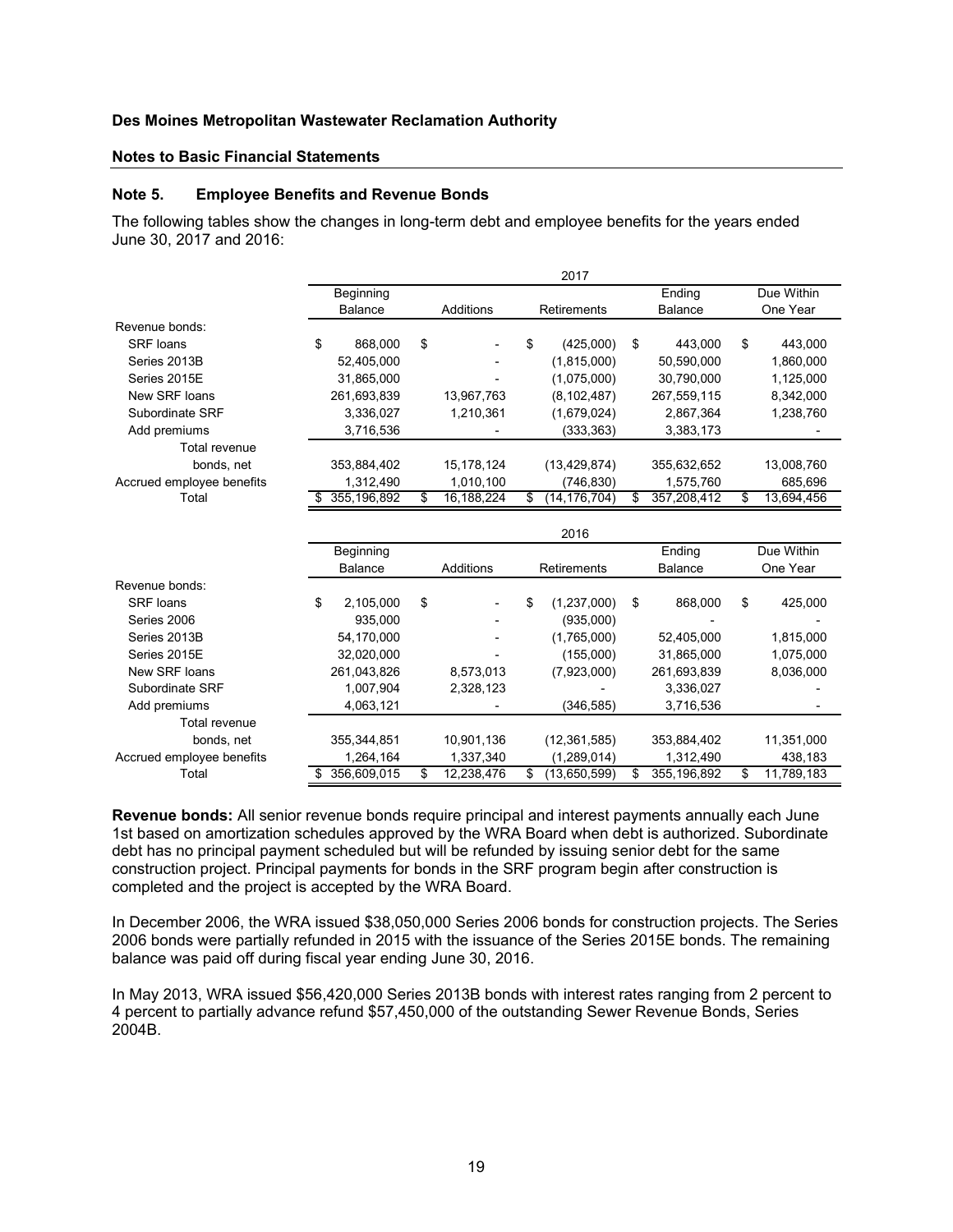**Des Moines Metropolitan Wastewater Reclamation Authority**

**Notes to Basic Financial Statements**

## Note 5. Employee Benefits and Revenue Bonds

The following tables show the changes in long-term debt and employee benefits for the years ended June 30, 2017 and 2016:

| | 2017 | | | | |
|---|---|---|---|---|---|
| | Beginning Balance | Additions | Retirements | Ending Balance | Due Within One Year |
| Revenue bonds: | | | | | |
| SRF loans | $ 868,000 | $ - | $ (425,000) | $ 443,000 | $ 443,000 |
| Series 2013B | 52,405,000 | - | (1,815,000) | 50,590,000 | 1,860,000 |
| Series 2015E | 31,865,000 | - | (1,075,000) | 30,790,000 | 1,125,000 |
| New SRF loans | 261,693,839 | 13,967,763 | (8,102,487) | 267,559,115 | 8,342,000 |
| Subordinate SRF | 3,336,027 | 1,210,361 | (1,679,024) | 2,867,364 | 1,238,760 |
| Add premiums | 3,716,536 | - | (333,363) | 3,383,173 | - |
| Total revenue bonds, net | 353,884,402 | 15,178,124 | (13,429,874) | 355,632,652 | 13,008,760 |
| Accrued employee benefits | 1,312,490 | 1,010,100 | (746,830) | 1,575,760 | 685,696 |
| Total | $ 355,196,892 | $ 16,188,224 | $ (14,176,704) | $ 357,208,412 | $ 13,694,456 |

| | 2016 | | | | |
|---|---|---|---|---|---|
| | Beginning Balance | Additions | Retirements | Ending Balance | Due Within One Year |
| Revenue bonds: | | | | | |
| SRF loans | $ 2,105,000 | $ - | $ (1,237,000) | $ 868,000 | $ 425,000 |
| Series 2006 | 935,000 | - | (935,000) | - | - |
| Series 2013B | 54,170,000 | - | (1,765,000) | 52,405,000 | 1,815,000 |
| Series 2015E | 32,020,000 | - | (155,000) | 31,865,000 | 1,075,000 |
| New SRF loans | 261,043,826 | 8,573,013 | (7,923,000) | 261,693,839 | 8,036,000 |
| Subordinate SRF | 1,007,904 | 2,328,123 | - | 3,336,027 | - |
| Add premiums | 4,063,121 | - | (346,585) | 3,716,536 | - |
| Total revenue bonds, net | 355,344,851 | 10,901,136 | (12,361,585) | 353,884,402 | 11,351,000 |
| Accrued employee benefits | 1,264,164 | 1,337,340 | (1,289,014) | 1,312,490 | 438,183 |
| Total | $ 356,609,015 | $ 12,238,476 | $ (13,650,599) | $ 355,196,892 | $ 11,789,183 |

**Revenue bonds:** All senior revenue bonds require principal and interest payments annually each June 1st based on amortization schedules approved by the WRA Board when debt is authorized. Subordinate debt has no principal payment scheduled but will be refunded by issuing senior debt for the same construction project. Principal payments for bonds in the SRF program begin after construction is completed and the project is accepted by the WRA Board.

In December 2006, the WRA issued $38,050,000 Series 2006 bonds for construction projects. The Series 2006 bonds were partially refunded in 2015 with the issuance of the Series 2015E bonds. The remaining balance was paid off during fiscal year ending June 30, 2016.

In May 2013, WRA issued $56,420,000 Series 2013B bonds with interest rates ranging from 2 percent to 4 percent to partially advance refund $57,450,000 of the outstanding Sewer Revenue Bonds, Series 2004B.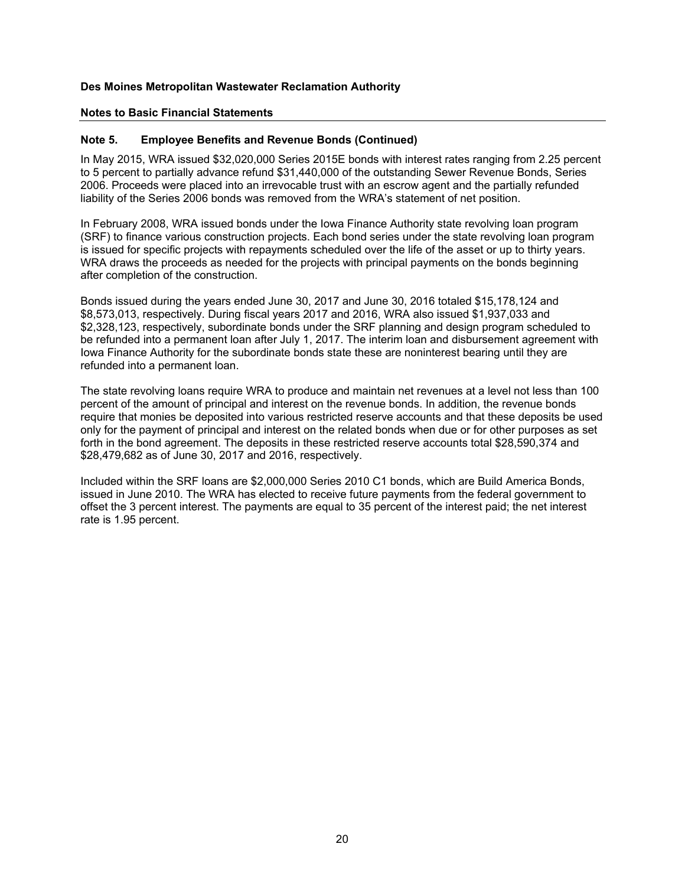**Des Moines Metropolitan Wastewater Reclamation Authority**

**Notes to Basic Financial Statements**

### Note 5. Employee Benefits and Revenue Bonds (Continued)

In May 2015, WRA issued $32,020,000 Series 2015E bonds with interest rates ranging from 2.25 percent to 5 percent to partially advance refund $31,440,000 of the outstanding Sewer Revenue Bonds, Series 2006. Proceeds were placed into an irrevocable trust with an escrow agent and the partially refunded liability of the Series 2006 bonds was removed from the WRA's statement of net position.

In February 2008, WRA issued bonds under the Iowa Finance Authority state revolving loan program (SRF) to finance various construction projects. Each bond series under the state revolving loan program is issued for specific projects with repayments scheduled over the life of the asset or up to thirty years. WRA draws the proceeds as needed for the projects with principal payments on the bonds beginning after completion of the construction.

Bonds issued during the years ended June 30, 2017 and June 30, 2016 totaled $15,178,124 and $8,573,013, respectively. During fiscal years 2017 and 2016, WRA also issued $1,937,033 and $2,328,123, respectively, subordinate bonds under the SRF planning and design program scheduled to be refunded into a permanent loan after July 1, 2017. The interim loan and disbursement agreement with Iowa Finance Authority for the subordinate bonds state these are noninterest bearing until they are refunded into a permanent loan.

The state revolving loans require WRA to produce and maintain net revenues at a level not less than 100 percent of the amount of principal and interest on the revenue bonds. In addition, the revenue bonds require that monies be deposited into various restricted reserve accounts and that these deposits be used only for the payment of principal and interest on the related bonds when due or for other purposes as set forth in the bond agreement. The deposits in these restricted reserve accounts total $28,590,374 and $28,479,682 as of June 30, 2017 and 2016, respectively.

Included within the SRF loans are $2,000,000 Series 2010 C1 bonds, which are Build America Bonds, issued in June 2010. The WRA has elected to receive future payments from the federal government to offset the 3 percent interest. The payments are equal to 35 percent of the interest paid; the net interest rate is 1.95 percent.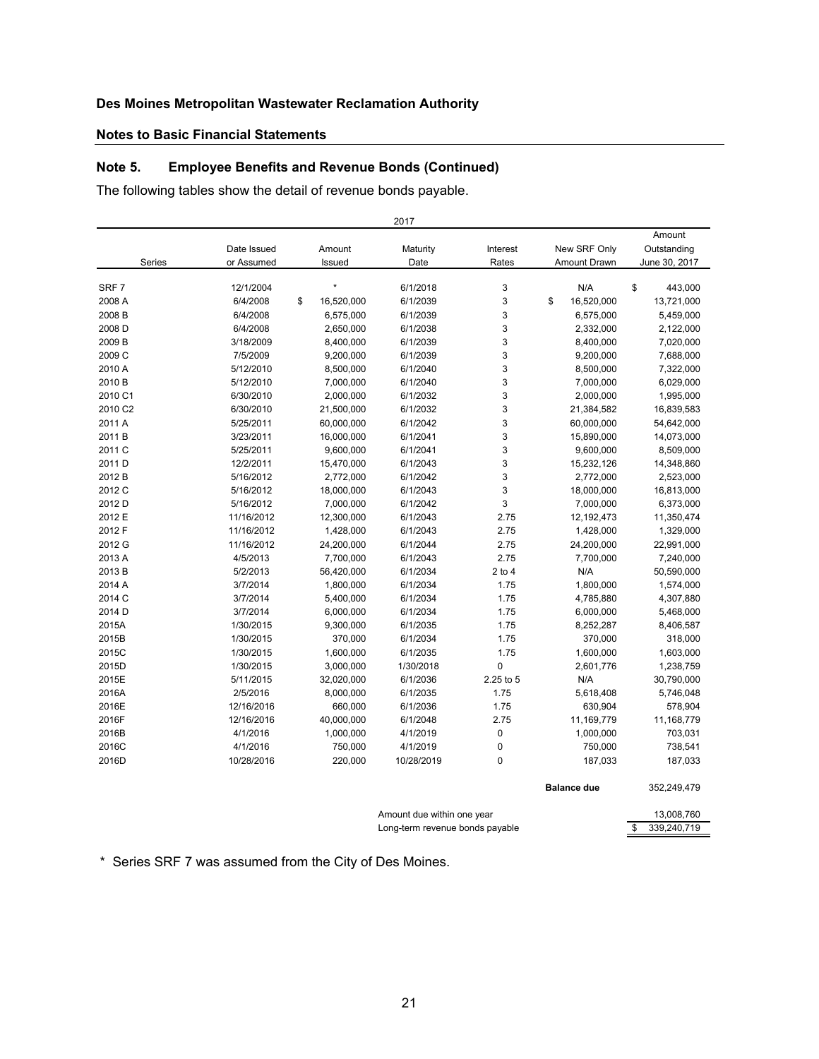**Des Moines Metropolitan Wastewater Reclamation Authority**

**Notes to Basic Financial Statements**

## Note 5. Employee Benefits and Revenue Bonds (Continued)

The following tables show the detail of revenue bonds payable.

| 2017 | | | | | | |
|---|---|---|---|---|---|---|
| Series | Date Issued or Assumed | Amount Issued | Maturity Date | Interest Rates | New SRF Only Amount Drawn | Amount Outstanding June 30, 2017 |
| SRF 7 | 12/1/2004 | * | 6/1/2018 | 3 | N/A | $ 443,000 |
| 2008 A | 6/4/2008 | $ 16,520,000 | 6/1/2039 | 3 | $ 16,520,000 | 13,721,000 |
| 2008 B | 6/4/2008 | 6,575,000 | 6/1/2039 | 3 | 6,575,000 | 5,459,000 |
| 2008 D | 6/4/2008 | 2,650,000 | 6/1/2038 | 3 | 2,332,000 | 2,122,000 |
| 2009 B | 3/18/2009 | 8,400,000 | 6/1/2039 | 3 | 8,400,000 | 7,020,000 |
| 2009 C | 7/5/2009 | 9,200,000 | 6/1/2039 | 3 | 9,200,000 | 7,688,000 |
| 2010 A | 5/12/2010 | 8,500,000 | 6/1/2040 | 3 | 8,500,000 | 7,322,000 |
| 2010 B | 5/12/2010 | 7,000,000 | 6/1/2040 | 3 | 7,000,000 | 6,029,000 |
| 2010 C1 | 6/30/2010 | 2,000,000 | 6/1/2032 | 3 | 2,000,000 | 1,995,000 |
| 2010 C2 | 6/30/2010 | 21,500,000 | 6/1/2032 | 3 | 21,384,582 | 16,839,583 |
| 2011 A | 5/25/2011 | 60,000,000 | 6/1/2042 | 3 | 60,000,000 | 54,642,000 |
| 2011 B | 3/23/2011 | 16,000,000 | 6/1/2041 | 3 | 15,890,000 | 14,073,000 |
| 2011 C | 5/25/2011 | 9,600,000 | 6/1/2041 | 3 | 9,600,000 | 8,509,000 |
| 2011 D | 12/2/2011 | 15,470,000 | 6/1/2043 | 3 | 15,232,126 | 14,348,860 |
| 2012 B | 5/16/2012 | 2,772,000 | 6/1/2042 | 3 | 2,772,000 | 2,523,000 |
| 2012 C | 5/16/2012 | 18,000,000 | 6/1/2043 | 3 | 18,000,000 | 16,813,000 |
| 2012 D | 5/16/2012 | 7,000,000 | 6/1/2042 | 3 | 7,000,000 | 6,373,000 |
| 2012 E | 11/16/2012 | 12,300,000 | 6/1/2043 | 2.75 | 12,192,473 | 11,350,474 |
| 2012 F | 11/16/2012 | 1,428,000 | 6/1/2043 | 2.75 | 1,428,000 | 1,329,000 |
| 2012 G | 11/16/2012 | 24,200,000 | 6/1/2044 | 2.75 | 24,200,000 | 22,991,000 |
| 2013 A | 4/5/2013 | 7,700,000 | 6/1/2043 | 2.75 | 7,700,000 | 7,240,000 |
| 2013 B | 5/2/2013 | 56,420,000 | 6/1/2034 | 2 to 4 | N/A | 50,590,000 |
| 2014 A | 3/7/2014 | 1,800,000 | 6/1/2034 | 1.75 | 1,800,000 | 1,574,000 |
| 2014 C | 3/7/2014 | 5,400,000 | 6/1/2034 | 1.75 | 4,785,880 | 4,307,880 |
| 2014 D | 3/7/2014 | 6,000,000 | 6/1/2034 | 1.75 | 6,000,000 | 5,468,000 |
| 2015A | 1/30/2015 | 9,300,000 | 6/1/2035 | 1.75 | 8,252,287 | 8,406,587 |
| 2015B | 1/30/2015 | 370,000 | 6/1/2034 | 1.75 | 370,000 | 318,000 |
| 2015C | 1/30/2015 | 1,600,000 | 6/1/2035 | 1.75 | 1,600,000 | 1,603,000 |
| 2015D | 1/30/2015 | 3,000,000 | 1/30/2018 | 0 | 2,601,776 | 1,238,759 |
| 2015E | 5/11/2015 | 32,020,000 | 6/1/2036 | 2.25 to 5 | N/A | 30,790,000 |
| 2016A | 2/5/2016 | 8,000,000 | 6/1/2035 | 1.75 | 5,618,408 | 5,746,048 |
| 2016E | 12/16/2016 | 660,000 | 6/1/2036 | 1.75 | 630,904 | 578,904 |
| 2016F | 12/16/2016 | 40,000,000 | 6/1/2048 | 2.75 | 11,169,779 | 11,168,779 |
| 2016B | 4/1/2016 | 1,000,000 | 4/1/2019 | 0 | 1,000,000 | 703,031 |
| 2016C | 4/1/2016 | 750,000 | 4/1/2019 | 0 | 750,000 | 738,541 |
| 2016D | 10/28/2016 | 220,000 | 10/28/2019 | 0 | 187,033 | 187,033 |
| | | | | | **Balance due** | 352,249,479 |
| | | | Amount due within one year | | | 13,008,760 |
| | | | Long-term revenue bonds payable | | | $ 339,240,719 |

\* Series SRF 7 was assumed from the City of Des Moines.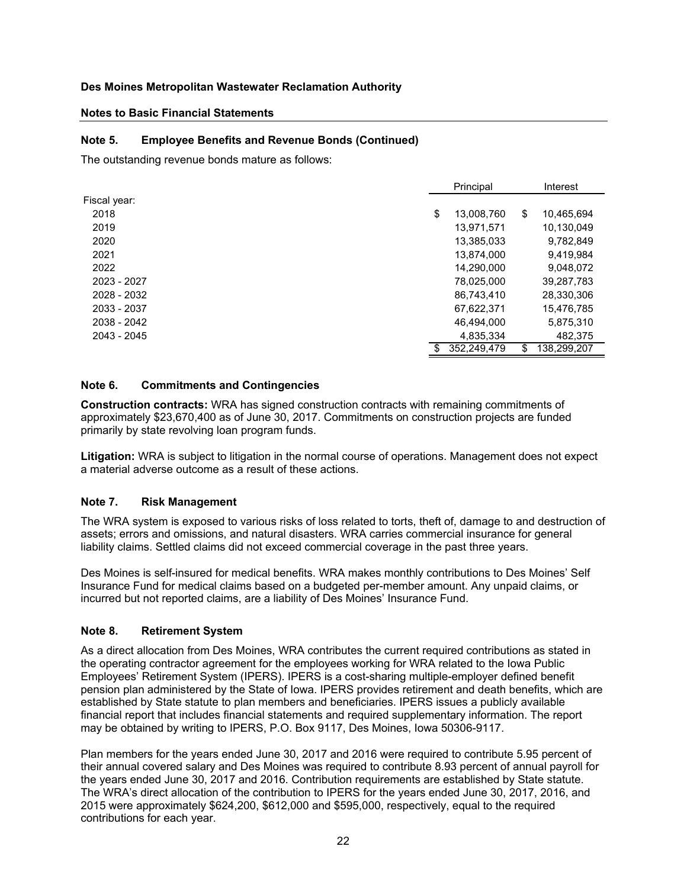**Des Moines Metropolitan Wastewater Reclamation Authority**

**Notes to Basic Financial Statements**

### Note 5. Employee Benefits and Revenue Bonds (Continued)

The outstanding revenue bonds mature as follows:

| | Principal | Interest |
|---|---|---|
| Fiscal year: | | |
| 2018 | $ 13,008,760 | $ 10,465,694 |
| 2019 | 13,971,571 | 10,130,049 |
| 2020 | 13,385,033 | 9,782,849 |
| 2021 | 13,874,000 | 9,419,984 |
| 2022 | 14,290,000 | 9,048,072 |
| 2023 - 2027 | 78,025,000 | 39,287,783 |
| 2028 - 2032 | 86,743,410 | 28,330,306 |
| 2033 - 2037 | 67,622,371 | 15,476,785 |
| 2038 - 2042 | 46,494,000 | 5,875,310 |
| 2043 - 2045 | 4,835,334 | 482,375 |
| | $ 352,249,479 | $ 138,299,207 |

### Note 6. Commitments and Contingencies

**Construction contracts:** WRA has signed construction contracts with remaining commitments of approximately $23,670,400 as of June 30, 2017. Commitments on construction projects are funded primarily by state revolving loan program funds.

**Litigation:** WRA is subject to litigation in the normal course of operations. Management does not expect a material adverse outcome as a result of these actions.

### Note 7. Risk Management

The WRA system is exposed to various risks of loss related to torts, theft of, damage to and destruction of assets; errors and omissions, and natural disasters. WRA carries commercial insurance for general liability claims. Settled claims did not exceed commercial coverage in the past three years.

Des Moines is self-insured for medical benefits. WRA makes monthly contributions to Des Moines' Self Insurance Fund for medical claims based on a budgeted per-member amount. Any unpaid claims, or incurred but not reported claims, are a liability of Des Moines' Insurance Fund.

### Note 8. Retirement System

As a direct allocation from Des Moines, WRA contributes the current required contributions as stated in the operating contractor agreement for the employees working for WRA related to the Iowa Public Employees' Retirement System (IPERS). IPERS is a cost-sharing multiple-employer defined benefit pension plan administered by the State of Iowa. IPERS provides retirement and death benefits, which are established by State statute to plan members and beneficiaries. IPERS issues a publicly available financial report that includes financial statements and required supplementary information. The report may be obtained by writing to IPERS, P.O. Box 9117, Des Moines, Iowa 50306-9117.

Plan members for the years ended June 30, 2017 and 2016 were required to contribute 5.95 percent of their annual covered salary and Des Moines was required to contribute 8.93 percent of annual payroll for the years ended June 30, 2017 and 2016. Contribution requirements are established by State statute. The WRA's direct allocation of the contribution to IPERS for the years ended June 30, 2017, 2016, and 2015 were approximately $624,200, $612,000 and $595,000, respectively, equal to the required contributions for each year.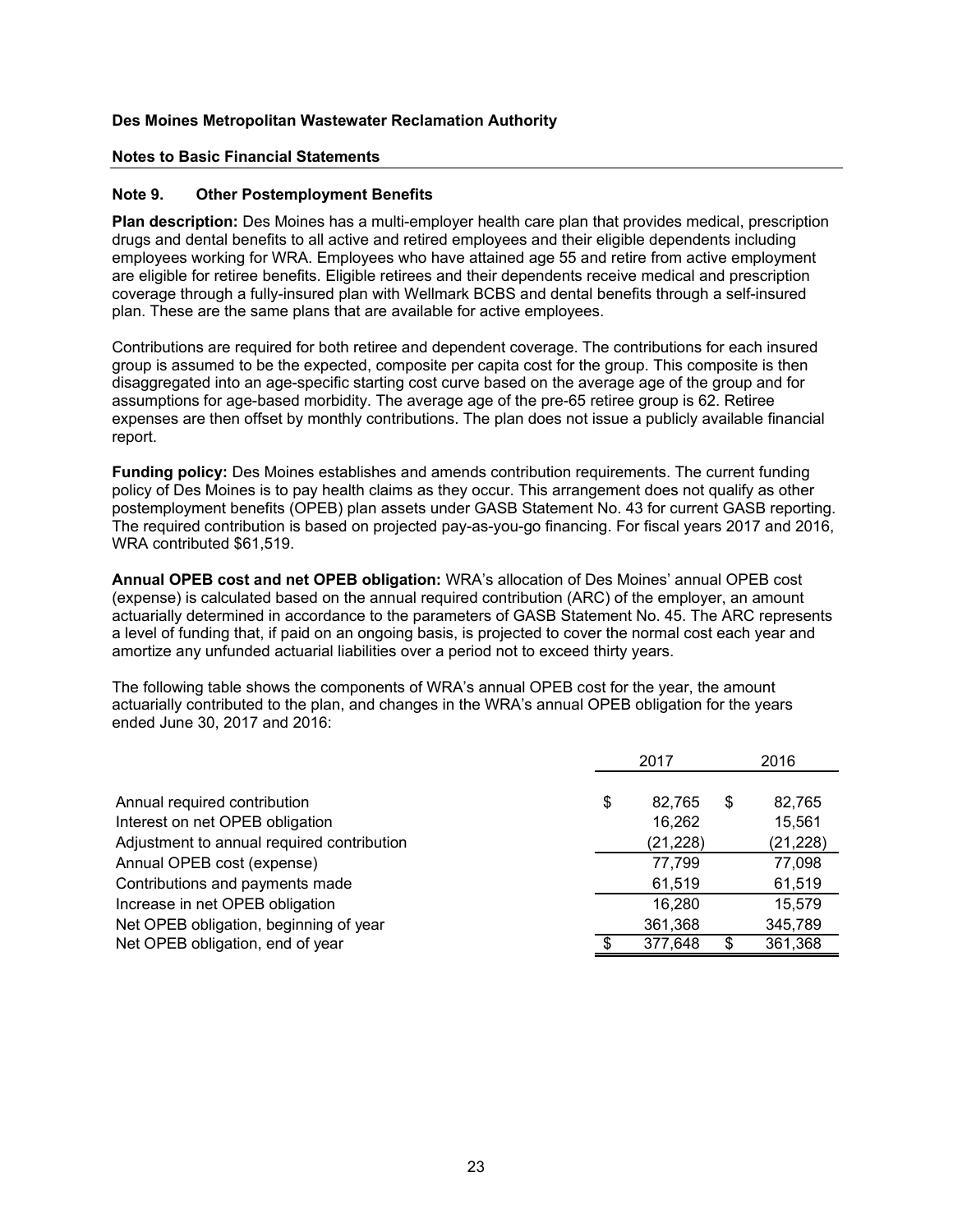**Des Moines Metropolitan Wastewater Reclamation Authority**

**Notes to Basic Financial Statements**

## Note 9. Other Postemployment Benefits

**Plan description:** Des Moines has a multi-employer health care plan that provides medical, prescription drugs and dental benefits to all active and retired employees and their eligible dependents including employees working for WRA. Employees who have attained age 55 and retire from active employment are eligible for retiree benefits. Eligible retirees and their dependents receive medical and prescription coverage through a fully-insured plan with Wellmark BCBS and dental benefits through a self-insured plan. These are the same plans that are available for active employees.

Contributions are required for both retiree and dependent coverage. The contributions for each insured group is assumed to be the expected, composite per capita cost for the group. This composite is then disaggregated into an age-specific starting cost curve based on the average age of the group and for assumptions for age-based morbidity. The average age of the pre-65 retiree group is 62. Retiree expenses are then offset by monthly contributions. The plan does not issue a publicly available financial report.

**Funding policy:** Des Moines establishes and amends contribution requirements. The current funding policy of Des Moines is to pay health claims as they occur. This arrangement does not qualify as other postemployment benefits (OPEB) plan assets under GASB Statement No. 43 for current GASB reporting. The required contribution is based on projected pay-as-you-go financing. For fiscal years 2017 and 2016, WRA contributed $61,519.

**Annual OPEB cost and net OPEB obligation:** WRA's allocation of Des Moines' annual OPEB cost (expense) is calculated based on the annual required contribution (ARC) of the employer, an amount actuarially determined in accordance to the parameters of GASB Statement No. 45. The ARC represents a level of funding that, if paid on an ongoing basis, is projected to cover the normal cost each year and amortize any unfunded actuarial liabilities over a period not to exceed thirty years.

The following table shows the components of WRA's annual OPEB cost for the year, the amount actuarially contributed to the plan, and changes in the WRA's annual OPEB obligation for the years ended June 30, 2017 and 2016:

| | 2017 | 2016 |
|---|---|---|
| Annual required contribution | $ 82,765 | $ 82,765 |
| Interest on net OPEB obligation | 16,262 | 15,561 |
| Adjustment to annual required contribution | (21,228) | (21,228) |
| Annual OPEB cost (expense) | 77,799 | 77,098 |
| Contributions and payments made | 61,519 | 61,519 |
| Increase in net OPEB obligation | 16,280 | 15,579 |
| Net OPEB obligation, beginning of year | 361,368 | 345,789 |
| Net OPEB obligation, end of year | $ 377,648 | $ 361,368 |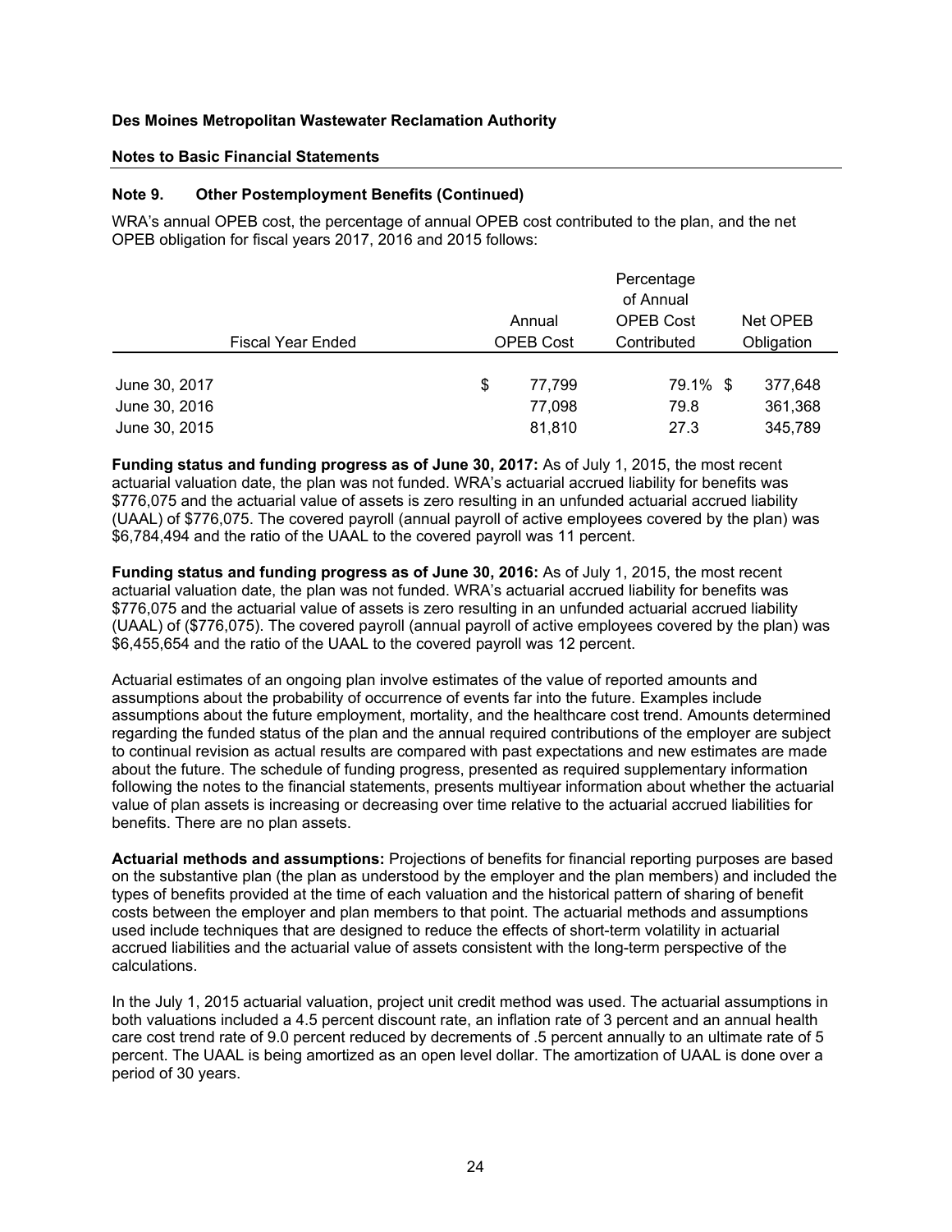**Des Moines Metropolitan Wastewater Reclamation Authority**

**Notes to Basic Financial Statements**

**Note 9. Other Postemployment Benefits (Continued)**

WRA's annual OPEB cost, the percentage of annual OPEB cost contributed to the plan, and the net OPEB obligation for fiscal years 2017, 2016 and 2015 follows:

| Fiscal Year Ended | Annual OPEB Cost | Percentage of Annual OPEB Cost Contributed | Net OPEB Obligation |
|---|---|---|---|
| June 30, 2017 | $ 77,799 | 79.1% | $ 377,648 |
| June 30, 2016 | 77,098 | 79.8 | 361,368 |
| June 30, 2015 | 81,810 | 27.3 | 345,789 |

**Funding status and funding progress as of June 30, 2017:** As of July 1, 2015, the most recent actuarial valuation date, the plan was not funded. WRA's actuarial accrued liability for benefits was $776,075 and the actuarial value of assets is zero resulting in an unfunded actuarial accrued liability (UAAL) of $776,075. The covered payroll (annual payroll of active employees covered by the plan) was $6,784,494 and the ratio of the UAAL to the covered payroll was 11 percent.

**Funding status and funding progress as of June 30, 2016:** As of July 1, 2015, the most recent actuarial valuation date, the plan was not funded. WRA's actuarial accrued liability for benefits was $776,075 and the actuarial value of assets is zero resulting in an unfunded actuarial accrued liability (UAAL) of ($776,075). The covered payroll (annual payroll of active employees covered by the plan) was $6,455,654 and the ratio of the UAAL to the covered payroll was 12 percent.

Actuarial estimates of an ongoing plan involve estimates of the value of reported amounts and assumptions about the probability of occurrence of events far into the future. Examples include assumptions about the future employment, mortality, and the healthcare cost trend. Amounts determined regarding the funded status of the plan and the annual required contributions of the employer are subject to continual revision as actual results are compared with past expectations and new estimates are made about the future. The schedule of funding progress, presented as required supplementary information following the notes to the financial statements, presents multiyear information about whether the actuarial value of plan assets is increasing or decreasing over time relative to the actuarial accrued liabilities for benefits. There are no plan assets.

**Actuarial methods and assumptions:** Projections of benefits for financial reporting purposes are based on the substantive plan (the plan as understood by the employer and the plan members) and included the types of benefits provided at the time of each valuation and the historical pattern of sharing of benefit costs between the employer and plan members to that point. The actuarial methods and assumptions used include techniques that are designed to reduce the effects of short-term volatility in actuarial accrued liabilities and the actuarial value of assets consistent with the long-term perspective of the calculations.

In the July 1, 2015 actuarial valuation, project unit credit method was used. The actuarial assumptions in both valuations included a 4.5 percent discount rate, an inflation rate of 3 percent and an annual health care cost trend rate of 9.0 percent reduced by decrements of .5 percent annually to an ultimate rate of 5 percent. The UAAL is being amortized as an open level dollar. The amortization of UAAL is done over a period of 30 years.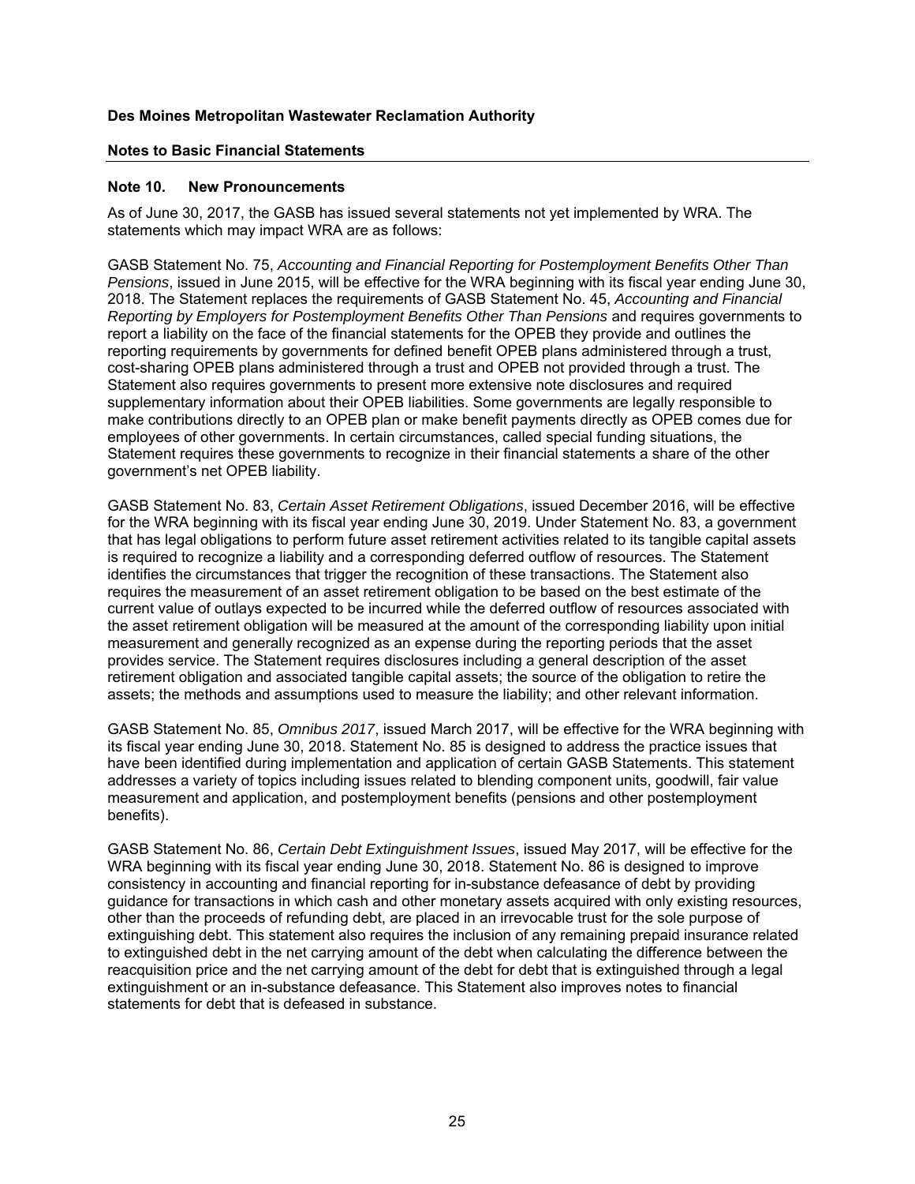## Note 10. New Pronouncements

As of June 30, 2017, the GASB has issued several statements not yet implemented by WRA. The statements which may impact WRA are as follows:

GASB Statement No. 75, *Accounting and Financial Reporting for Postemployment Benefits Other Than Pensions*, issued in June 2015, will be effective for the WRA beginning with its fiscal year ending June 30, 2018. The Statement replaces the requirements of GASB Statement No. 45, *Accounting and Financial Reporting by Employers for Postemployment Benefits Other Than Pensions* and requires governments to report a liability on the face of the financial statements for the OPEB they provide and outlines the reporting requirements by governments for defined benefit OPEB plans administered through a trust, cost-sharing OPEB plans administered through a trust and OPEB not provided through a trust. The Statement also requires governments to present more extensive note disclosures and required supplementary information about their OPEB liabilities. Some governments are legally responsible to make contributions directly to an OPEB plan or make benefit payments directly as OPEB comes due for employees of other governments. In certain circumstances, called special funding situations, the Statement requires these governments to recognize in their financial statements a share of the other government's net OPEB liability.

GASB Statement No. 83, *Certain Asset Retirement Obligations*, issued December 2016, will be effective for the WRA beginning with its fiscal year ending June 30, 2019. Under Statement No. 83, a government that has legal obligations to perform future asset retirement activities related to its tangible capital assets is required to recognize a liability and a corresponding deferred outflow of resources. The Statement identifies the circumstances that trigger the recognition of these transactions. The Statement also requires the measurement of an asset retirement obligation to be based on the best estimate of the current value of outlays expected to be incurred while the deferred outflow of resources associated with the asset retirement obligation will be measured at the amount of the corresponding liability upon initial measurement and generally recognized as an expense during the reporting periods that the asset provides service. The Statement requires disclosures including a general description of the asset retirement obligation and associated tangible capital assets; the source of the obligation to retire the assets; the methods and assumptions used to measure the liability; and other relevant information.

GASB Statement No. 85, *Omnibus 2017*, issued March 2017, will be effective for the WRA beginning with its fiscal year ending June 30, 2018. Statement No. 85 is designed to address the practice issues that have been identified during implementation and application of certain GASB Statements. This statement addresses a variety of topics including issues related to blending component units, goodwill, fair value measurement and application, and postemployment benefits (pensions and other postemployment benefits).

GASB Statement No. 86, *Certain Debt Extinguishment Issues*, issued May 2017, will be effective for the WRA beginning with its fiscal year ending June 30, 2018. Statement No. 86 is designed to improve consistency in accounting and financial reporting for in-substance defeasance of debt by providing guidance for transactions in which cash and other monetary assets acquired with only existing resources, other than the proceeds of refunding debt, are placed in an irrevocable trust for the sole purpose of extinguishing debt. This statement also requires the inclusion of any remaining prepaid insurance related to extinguished debt in the net carrying amount of the debt when calculating the difference between the reacquisition price and the net carrying amount of the debt for debt that is extinguished through a legal extinguishment or an in-substance defeasance. This Statement also improves notes to financial statements for debt that is defeased in substance.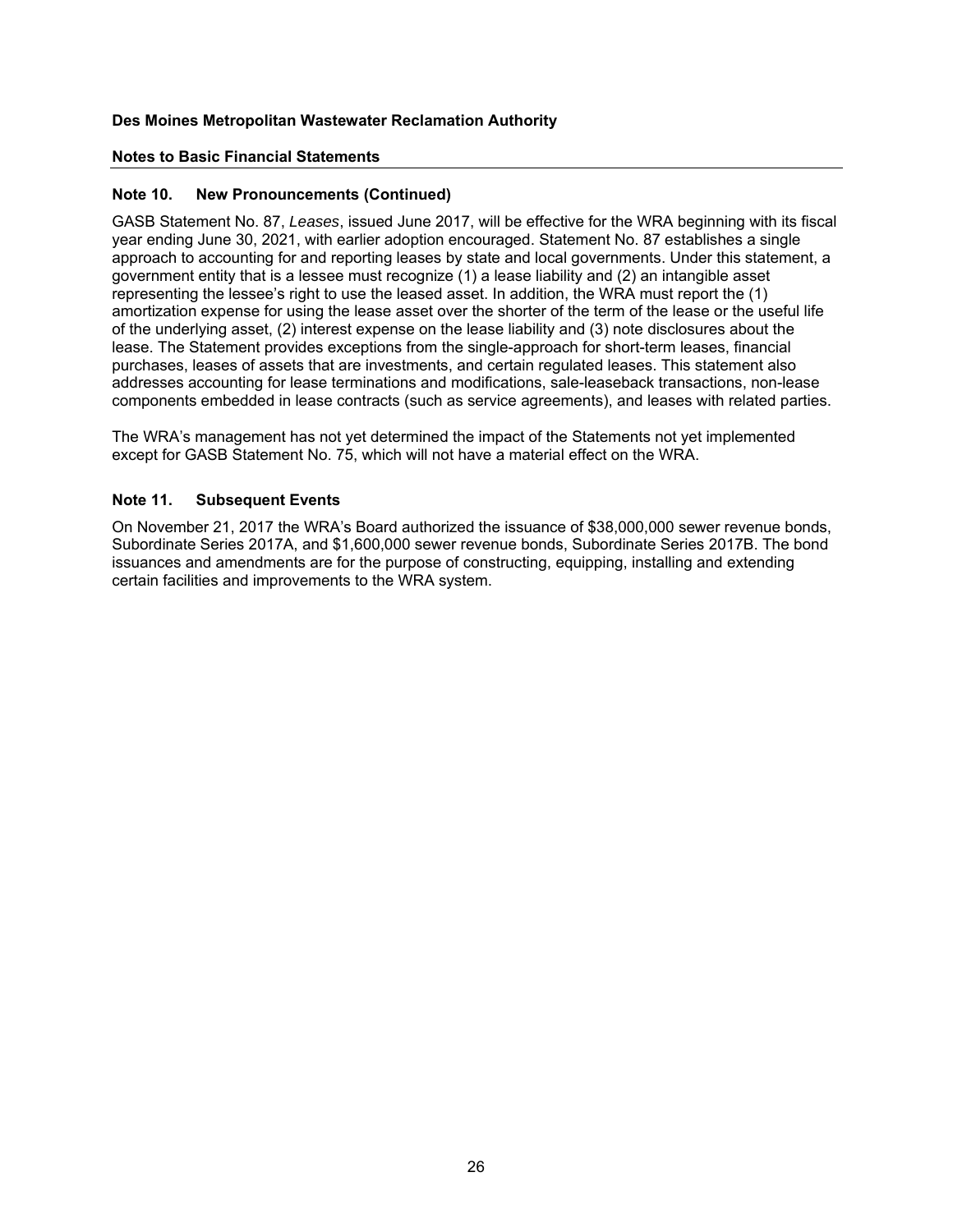**Des Moines Metropolitan Wastewater Reclamation Authority**

**Notes to Basic Financial Statements**

### Note 10. New Pronouncements (Continued)

GASB Statement No. 87, *Leases*, issued June 2017, will be effective for the WRA beginning with its fiscal year ending June 30, 2021, with earlier adoption encouraged. Statement No. 87 establishes a single approach to accounting for and reporting leases by state and local governments. Under this statement, a government entity that is a lessee must recognize (1) a lease liability and (2) an intangible asset representing the lessee's right to use the leased asset. In addition, the WRA must report the (1) amortization expense for using the lease asset over the shorter of the term of the lease or the useful life of the underlying asset, (2) interest expense on the lease liability and (3) note disclosures about the lease. The Statement provides exceptions from the single-approach for short-term leases, financial purchases, leases of assets that are investments, and certain regulated leases. This statement also addresses accounting for lease terminations and modifications, sale-leaseback transactions, non-lease components embedded in lease contracts (such as service agreements), and leases with related parties.

The WRA's management has not yet determined the impact of the Statements not yet implemented except for GASB Statement No. 75, which will not have a material effect on the WRA.

### Note 11. Subsequent Events

On November 21, 2017 the WRA's Board authorized the issuance of $38,000,000 sewer revenue bonds, Subordinate Series 2017A, and $1,600,000 sewer revenue bonds, Subordinate Series 2017B. The bond issuances and amendments are for the purpose of constructing, equipping, installing and extending certain facilities and improvements to the WRA system.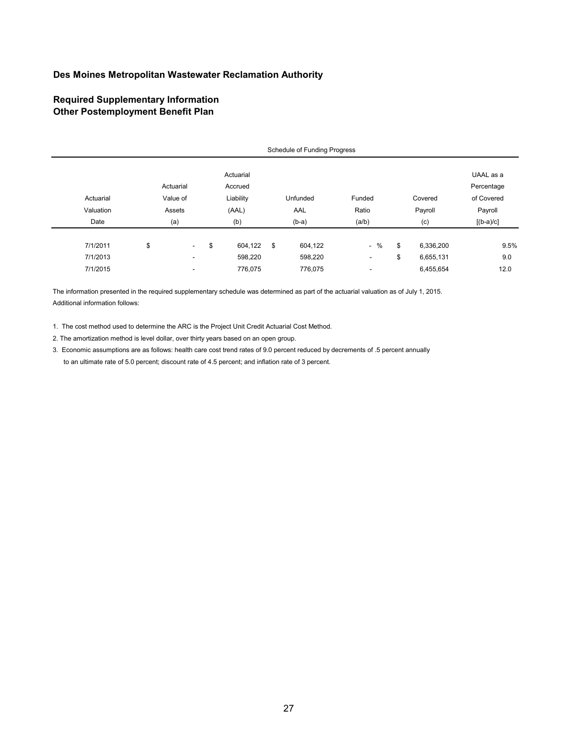# Des Moines Metropolitan Wastewater Reclamation Authority

## Required Supplementary Information
## Other Postemployment Benefit Plan

Schedule of Funding Progress

| Actuarial Valuation Date | Actuarial Value of Assets (a) | Actuarial Accrued Liability (AAL) (b) | Unfunded AAL (b-a) | Funded Ratio (a/b) | Covered Payroll (c) | UAAL as a Percentage of Covered Payroll [(b-a)/c] |
|---|---|---|---|---|---|---|
| 7/1/2011 | $ - | $ 604,122 | $ 604,122 | - % | $ 6,336,200 | 9.5% |
| 7/1/2013 | - | 598,220 | 598,220 | - | $ 6,655,131 | 9.0 |
| 7/1/2015 | - | 776,075 | 776,075 | - | 6,455,654 | 12.0 |

The information presented in the required supplementary schedule was determined as part of the actuarial valuation as of July 1, 2015.
Additional information follows:

1. The cost method used to determine the ARC is the Project Unit Credit Actuarial Cost Method.
2. The amortization method is level dollar, over thirty years based on an open group.
3. Economic assumptions are as follows: health care cost trend rates of 9.0 percent reduced by decrements of .5 percent annually to an ultimate rate of 5.0 percent; discount rate of 4.5 percent; and inflation rate of 3 percent.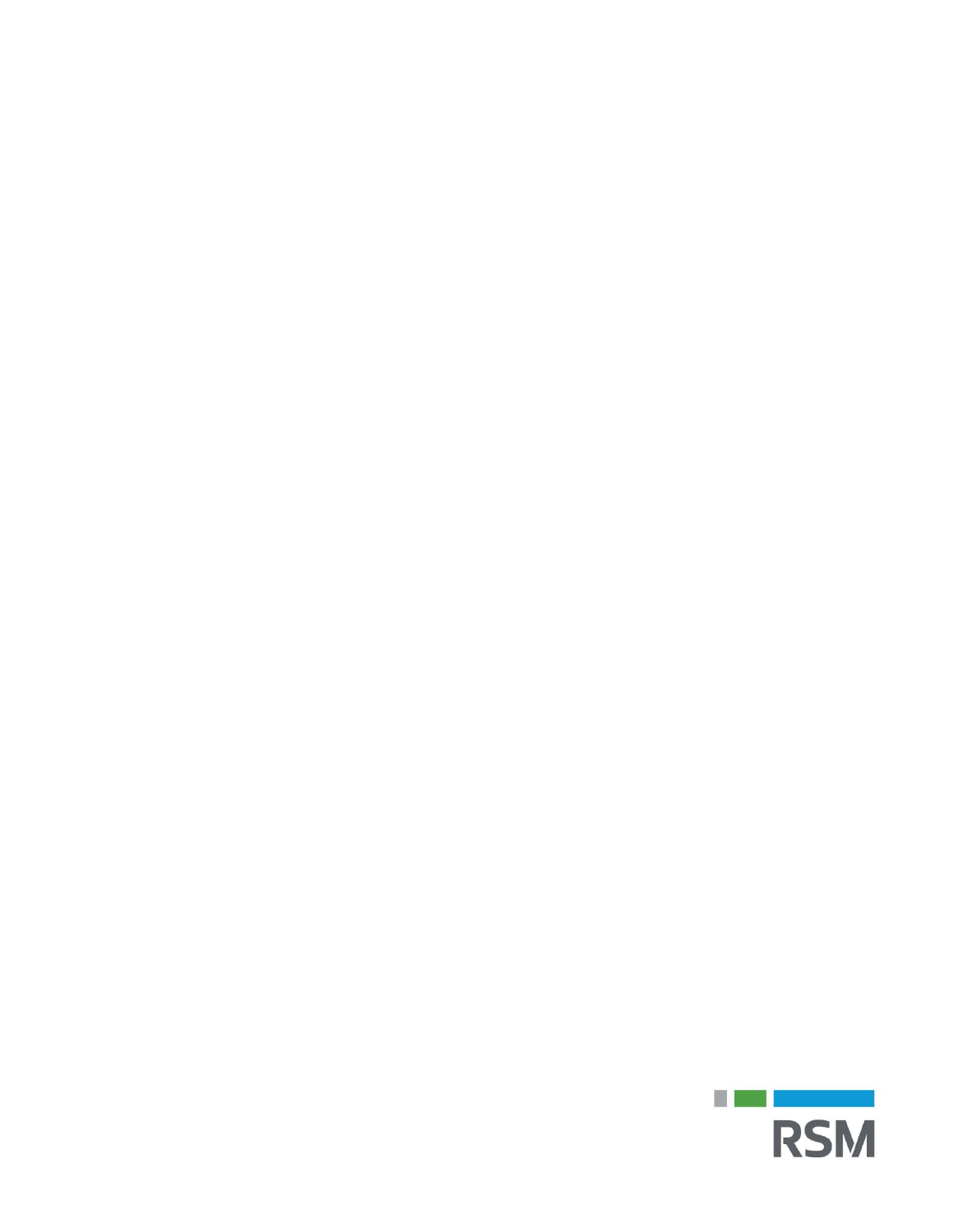RSM